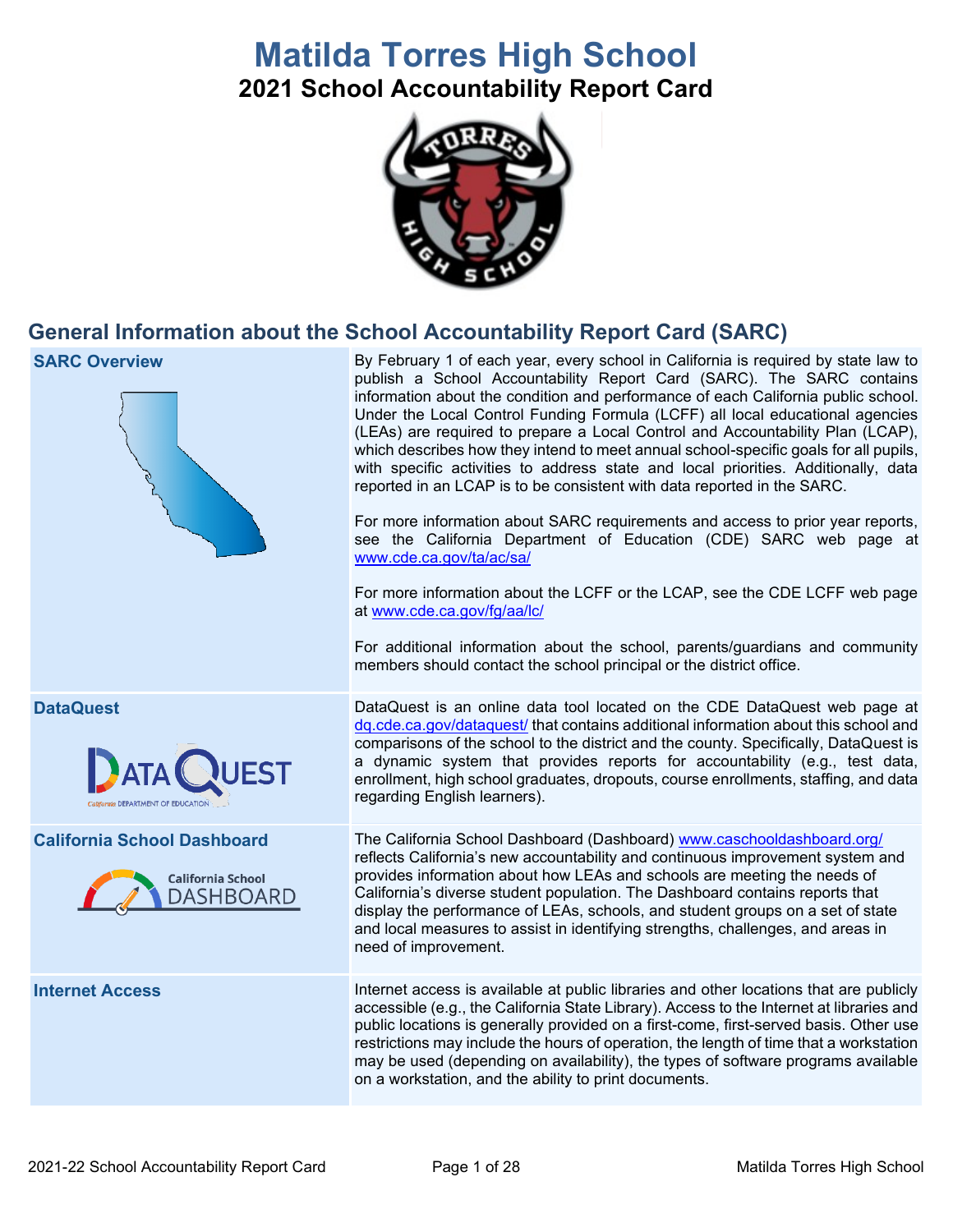# Matilda Torres High School

## 2021 School Accountability Report Card

## General Information about the School Accountability Report Card (SARC)

| | |
|---|---|
| **SARC Overview** | By February 1 of each year, every school in California is required by state law to publish a School Accountability Report Card (SARC). The SARC contains information about the condition and performance of each California public school. Under the Local Control Funding Formula (LCFF) all local educational agencies (LEAs) are required to prepare a Local Control and Accountability Plan (LCAP), which describes how they intend to meet annual school-specific goals for all pupils, with specific activities to address state and local priorities. Additionally, data reported in an LCAP is to be consistent with data reported in the SARC.<br><br>For more information about SARC requirements and access to prior year reports, see the California Department of Education (CDE) SARC web page at www.cde.ca.gov/ta/ac/sa/<br><br>For more information about the LCFF or the LCAP, see the CDE LCFF web page at www.cde.ca.gov/fg/aa/lc/<br><br>For additional information about the school, parents/guardians and community members should contact the school principal or the district office. |
| **DataQuest** | DataQuest is an online data tool located on the CDE DataQuest web page at dq.cde.ca.gov/dataquest/ that contains additional information about this school and comparisons of the school to the district and the county. Specifically, DataQuest is a dynamic system that provides reports for accountability (e.g., test data, enrollment, high school graduates, dropouts, course enrollments, staffing, and data regarding English learners). |
| **California School Dashboard** | The California School Dashboard (Dashboard) www.caschooldashboard.org/ reflects California's new accountability and continuous improvement system and provides information about how LEAs and schools are meeting the needs of California's diverse student population. The Dashboard contains reports that display the performance of LEAs, schools, and student groups on a set of state and local measures to assist in identifying strengths, challenges, and areas in need of improvement. |
| **Internet Access** | Internet access is available at public libraries and other locations that are publicly accessible (e.g., the California State Library). Access to the Internet at libraries and public locations is generally provided on a first-come, first-served basis. Other use restrictions may include the hours of operation, the length of time that a workstation may be used (depending on availability), the types of software programs available on a workstation, and the ability to print documents. |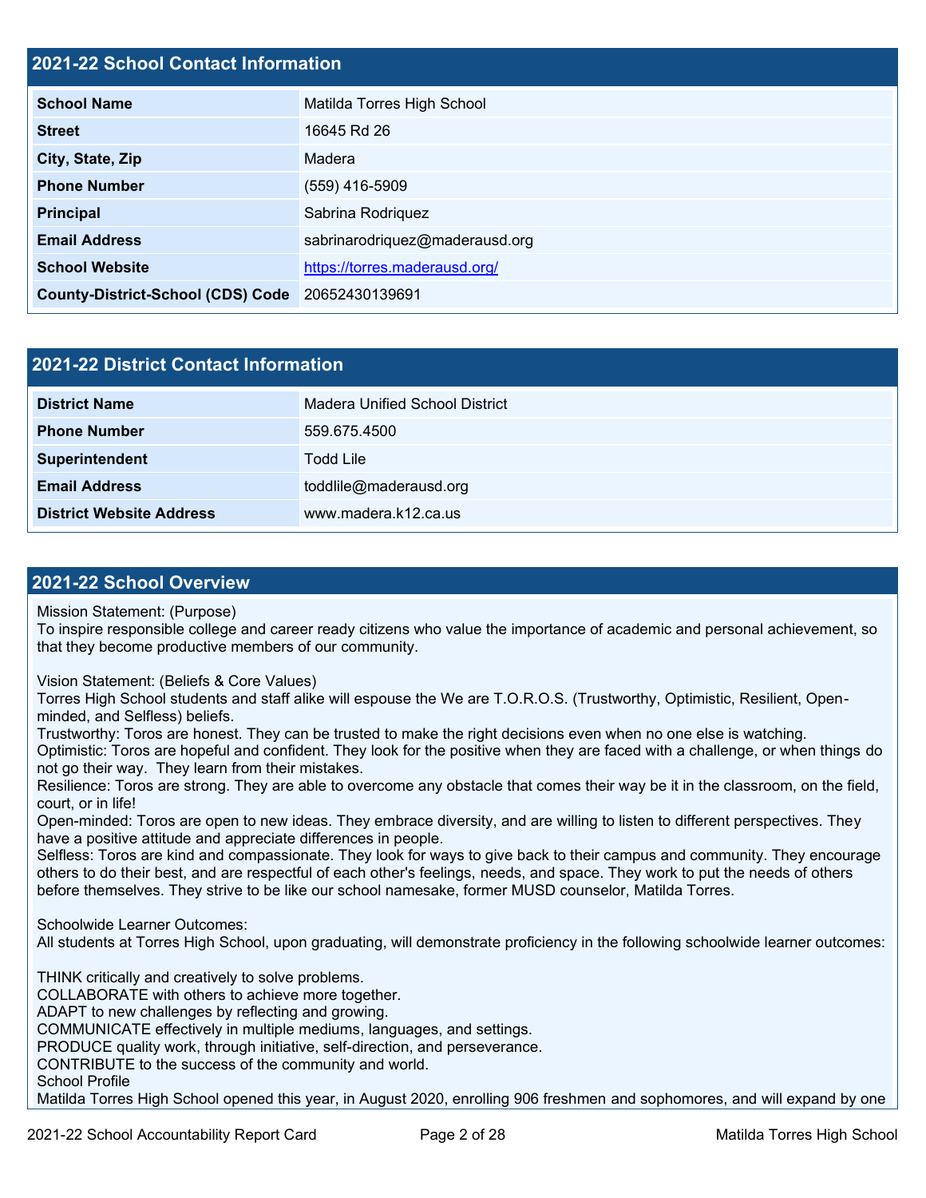## 2021-22 School Contact Information

| | |
|---|---|
| **School Name** | Matilda Torres High School |
| **Street** | 16645 Rd 26 |
| **City, State, Zip** | Madera |
| **Phone Number** | (559) 416-5909 |
| **Principal** | Sabrina Rodriquez |
| **Email Address** | sabrinarodriquez@maderausd.org |
| **School Website** | https://torres.maderausd.org/ |
| **County-District-School (CDS) Code** | 20652430139691 |

## 2021-22 District Contact Information

| | |
|---|---|
| **District Name** | Madera Unified School District |
| **Phone Number** | 559.675.4500 |
| **Superintendent** | Todd Lile |
| **Email Address** | toddlile@maderausd.org |
| **District Website Address** | www.madera.k12.ca.us |

## 2021-22 School Overview

Mission Statement: (Purpose)
To inspire responsible college and career ready citizens who value the importance of academic and personal achievement, so that they become productive members of our community.

Vision Statement: (Beliefs & Core Values)
Torres High School students and staff alike will espouse the We are T.O.R.O.S. (Trustworthy, Optimistic, Resilient, Open-minded, and Selfless) beliefs.
Trustworthy: Toros are honest. They can be trusted to make the right decisions even when no one else is watching.
Optimistic: Toros are hopeful and confident. They look for the positive when they are faced with a challenge, or when things do not go their way. They learn from their mistakes.
Resilience: Toros are strong. They are able to overcome any obstacle that comes their way be it in the classroom, on the field, court, or in life!
Open-minded: Toros are open to new ideas. They embrace diversity, and are willing to listen to different perspectives. They have a positive attitude and appreciate differences in people.
Selfless: Toros are kind and compassionate. They look for ways to give back to their campus and community. They encourage others to do their best, and are respectful of each other's feelings, needs, and space. They work to put the needs of others before themselves. They strive to be like our school namesake, former MUSD counselor, Matilda Torres.

Schoolwide Learner Outcomes:
All students at Torres High School, upon graduating, will demonstrate proficiency in the following schoolwide learner outcomes:

THINK critically and creatively to solve problems.
COLLABORATE with others to achieve more together.
ADAPT to new challenges by reflecting and growing.
COMMUNICATE effectively in multiple mediums, languages, and settings.
PRODUCE quality work, through initiative, self-direction, and perseverance.
CONTRIBUTE to the success of the community and world.
School Profile
Matilda Torres High School opened this year, in August 2020, enrolling 906 freshmen and sophomores, and will expand by one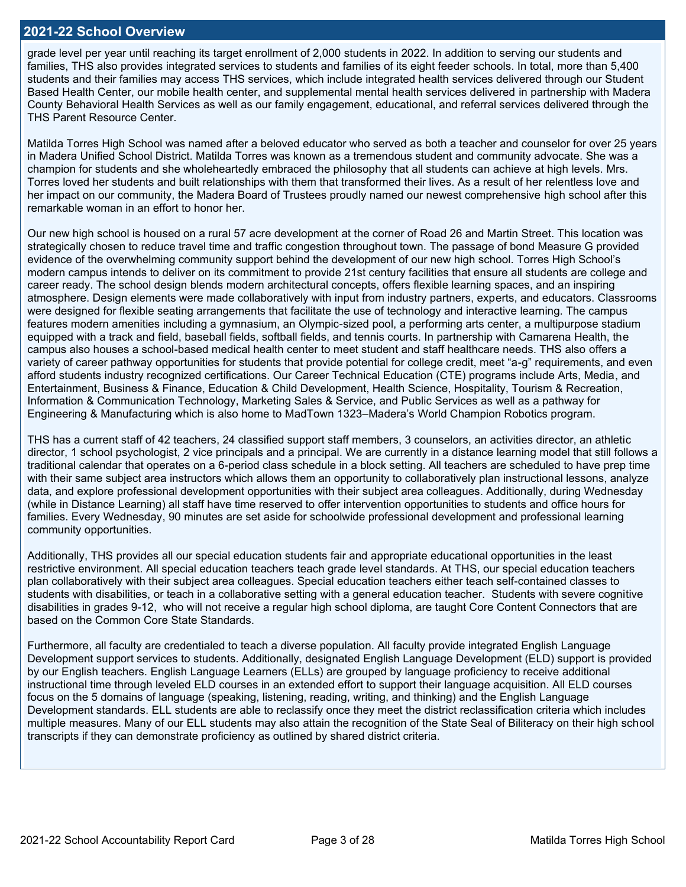## 2021-22 School Overview

grade level per year until reaching its target enrollment of 2,000 students in 2022. In addition to serving our students and families, THS also provides integrated services to students and families of its eight feeder schools. In total, more than 5,400 students and their families may access THS services, which include integrated health services delivered through our Student Based Health Center, our mobile health center, and supplemental mental health services delivered in partnership with Madera County Behavioral Health Services as well as our family engagement, educational, and referral services delivered through the THS Parent Resource Center.

Matilda Torres High School was named after a beloved educator who served as both a teacher and counselor for over 25 years in Madera Unified School District. Matilda Torres was known as a tremendous student and community advocate. She was a champion for students and she wholeheartedly embraced the philosophy that all students can achieve at high levels. Mrs. Torres loved her students and built relationships with them that transformed their lives. As a result of her relentless love and her impact on our community, the Madera Board of Trustees proudly named our newest comprehensive high school after this remarkable woman in an effort to honor her.

Our new high school is housed on a rural 57 acre development at the corner of Road 26 and Martin Street. This location was strategically chosen to reduce travel time and traffic congestion throughout town. The passage of bond Measure G provided evidence of the overwhelming community support behind the development of our new high school. Torres High School's modern campus intends to deliver on its commitment to provide 21st century facilities that ensure all students are college and career ready. The school design blends modern architectural concepts, offers flexible learning spaces, and an inspiring atmosphere. Design elements were made collaboratively with input from industry partners, experts, and educators. Classrooms were designed for flexible seating arrangements that facilitate the use of technology and interactive learning. The campus features modern amenities including a gymnasium, an Olympic-sized pool, a performing arts center, a multipurpose stadium equipped with a track and field, baseball fields, softball fields, and tennis courts. In partnership with Camarena Health, the campus also houses a school-based medical health center to meet student and staff healthcare needs. THS also offers a variety of career pathway opportunities for students that provide potential for college credit, meet "a-g" requirements, and even afford students industry recognized certifications. Our Career Technical Education (CTE) programs include Arts, Media, and Entertainment, Business & Finance, Education & Child Development, Health Science, Hospitality, Tourism & Recreation, Information & Communication Technology, Marketing Sales & Service, and Public Services as well as a pathway for Engineering & Manufacturing which is also home to MadTown 1323–Madera's World Champion Robotics program.

THS has a current staff of 42 teachers, 24 classified support staff members, 3 counselors, an activities director, an athletic director, 1 school psychologist, 2 vice principals and a principal. We are currently in a distance learning model that still follows a traditional calendar that operates on a 6-period class schedule in a block setting. All teachers are scheduled to have prep time with their same subject area instructors which allows them an opportunity to collaboratively plan instructional lessons, analyze data, and explore professional development opportunities with their subject area colleagues. Additionally, during Wednesday (while in Distance Learning) all staff have time reserved to offer intervention opportunities to students and office hours for families. Every Wednesday, 90 minutes are set aside for schoolwide professional development and professional learning community opportunities.

Additionally, THS provides all our special education students fair and appropriate educational opportunities in the least restrictive environment. All special education teachers teach grade level standards. At THS, our special education teachers plan collaboratively with their subject area colleagues. Special education teachers either teach self-contained classes to students with disabilities, or teach in a collaborative setting with a general education teacher. Students with severe cognitive disabilities in grades 9-12, who will not receive a regular high school diploma, are taught Core Content Connectors that are based on the Common Core State Standards.

Furthermore, all faculty are credentialed to teach a diverse population. All faculty provide integrated English Language Development support services to students. Additionally, designated English Language Development (ELD) support is provided by our English teachers. English Language Learners (ELLs) are grouped by language proficiency to receive additional instructional time through leveled ELD courses in an extended effort to support their language acquisition. All ELD courses focus on the 5 domains of language (speaking, listening, reading, writing, and thinking) and the English Language Development standards. ELL students are able to reclassify once they meet the district reclassification criteria which includes multiple measures. Many of our ELL students may also attain the recognition of the State Seal of Biliteracy on their high school transcripts if they can demonstrate proficiency as outlined by shared district criteria.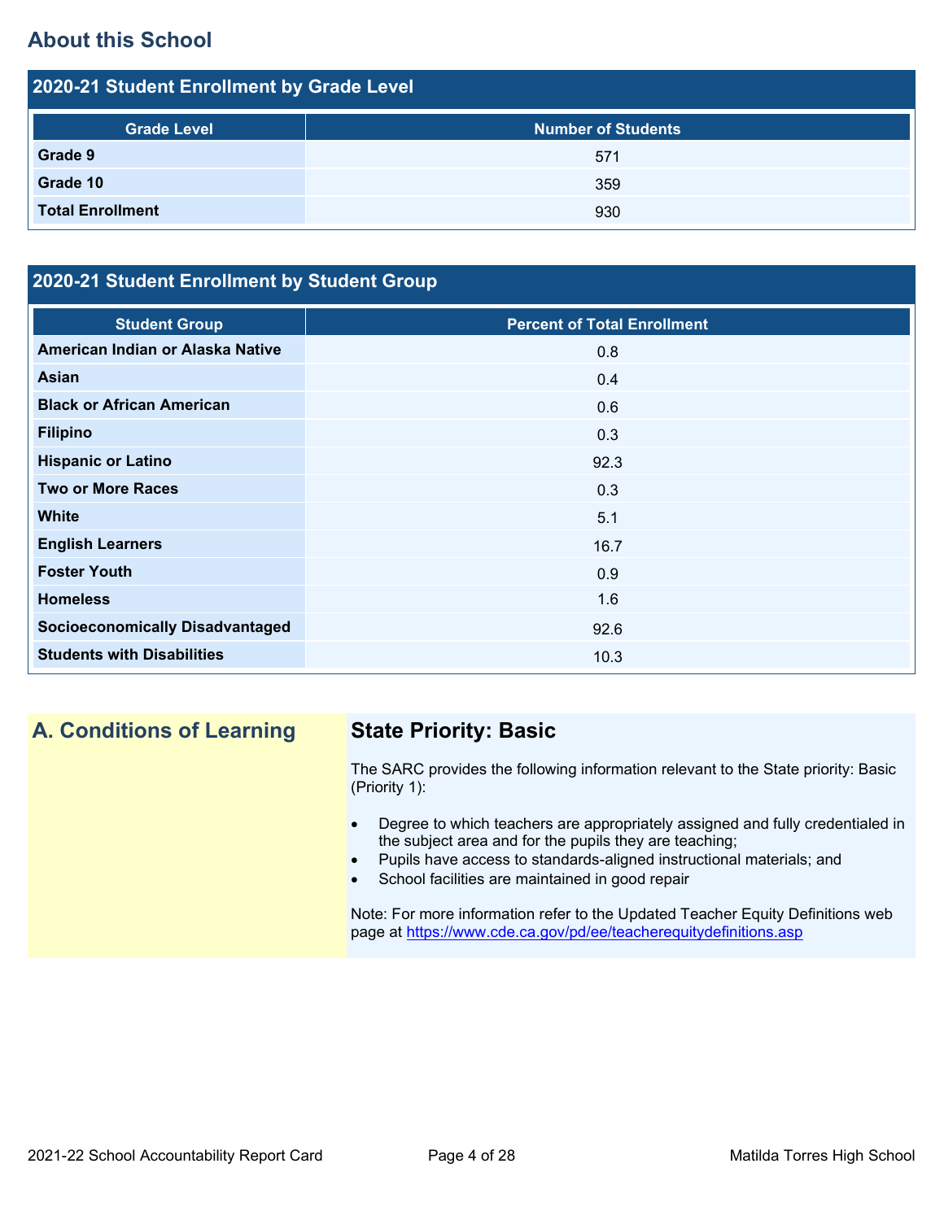## About this School

### 2020-21 Student Enrollment by Grade Level

| Grade Level | Number of Students |
|---|---|
| **Grade 9** | 571 |
| **Grade 10** | 359 |
| **Total Enrollment** | 930 |

### 2020-21 Student Enrollment by Student Group

| Student Group | Percent of Total Enrollment |
|---|---|
| **American Indian or Alaska Native** | 0.8 |
| **Asian** | 0.4 |
| **Black or African American** | 0.6 |
| **Filipino** | 0.3 |
| **Hispanic or Latino** | 92.3 |
| **Two or More Races** | 0.3 |
| **White** | 5.1 |
| **English Learners** | 16.7 |
| **Foster Youth** | 0.9 |
| **Homeless** | 1.6 |
| **Socioeconomically Disadvantaged** | 92.6 |
| **Students with Disabilities** | 10.3 |

## A. Conditions of Learning

### State Priority: Basic

The SARC provides the following information relevant to the State priority: Basic (Priority 1):

- Degree to which teachers are appropriately assigned and fully credentialed in the subject area and for the pupils they are teaching;
- Pupils have access to standards-aligned instructional materials; and
- School facilities are maintained in good repair

Note: For more information refer to the Updated Teacher Equity Definitions web page at https://www.cde.ca.gov/pd/ee/teacherequitydefinitions.asp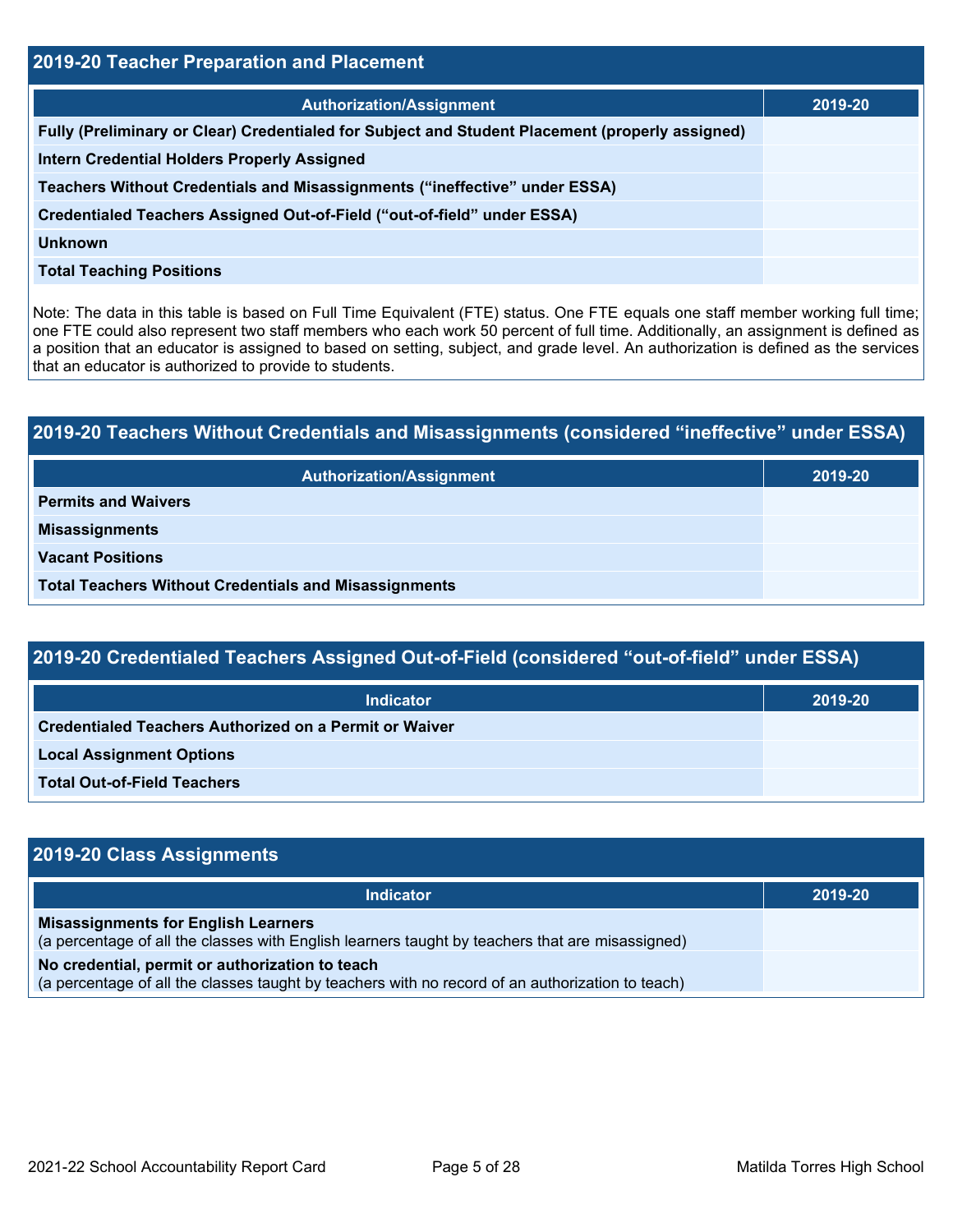## 2019-20 Teacher Preparation and Placement

| Authorization/Assignment | 2019-20 |
| --- | --- |
| **Fully (Preliminary or Clear) Credentialed for Subject and Student Placement (properly assigned)** | |
| **Intern Credential Holders Properly Assigned** | |
| **Teachers Without Credentials and Misassignments ("ineffective" under ESSA)** | |
| **Credentialed Teachers Assigned Out-of-Field ("out-of-field" under ESSA)** | |
| **Unknown** | |
| **Total Teaching Positions** | |

Note: The data in this table is based on Full Time Equivalent (FTE) status. One FTE equals one staff member working full time; one FTE could also represent two staff members who each work 50 percent of full time. Additionally, an assignment is defined as a position that an educator is assigned to based on setting, subject, and grade level. An authorization is defined as the services that an educator is authorized to provide to students.

## 2019-20 Teachers Without Credentials and Misassignments (considered "ineffective" under ESSA)

| Authorization/Assignment | 2019-20 |
| --- | --- |
| **Permits and Waivers** | |
| **Misassignments** | |
| **Vacant Positions** | |
| **Total Teachers Without Credentials and Misassignments** | |

## 2019-20 Credentialed Teachers Assigned Out-of-Field (considered "out-of-field" under ESSA)

| Indicator | 2019-20 |
| --- | --- |
| **Credentialed Teachers Authorized on a Permit or Waiver** | |
| **Local Assignment Options** | |
| **Total Out-of-Field Teachers** | |

## 2019-20 Class Assignments

| Indicator | 2019-20 |
| --- | --- |
| **Misassignments for English Learners** (a percentage of all the classes with English learners taught by teachers that are misassigned) | |
| **No credential, permit or authorization to teach** (a percentage of all the classes taught by teachers with no record of an authorization to teach) | |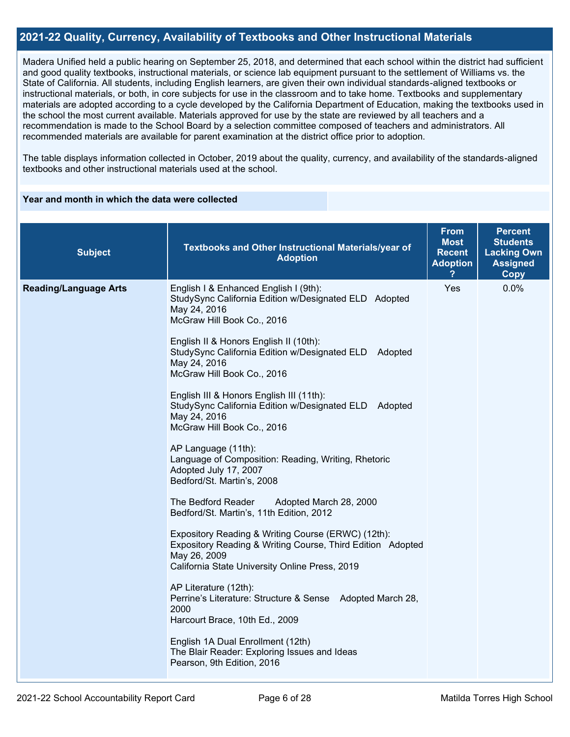## 2021-22 Quality, Currency, Availability of Textbooks and Other Instructional Materials

Madera Unified held a public hearing on September 25, 2018, and determined that each school within the district had sufficient and good quality textbooks, instructional materials, or science lab equipment pursuant to the settlement of Williams vs. the State of California. All students, including English learners, are given their own individual standards-aligned textbooks or instructional materials, or both, in core subjects for use in the classroom and to take home. Textbooks and supplementary materials are adopted according to a cycle developed by the California Department of Education, making the textbooks used in the school the most current available. Materials approved for use by the state are reviewed by all teachers and a recommendation is made to the School Board by a selection committee composed of teachers and administrators. All recommended materials are available for parent examination at the district office prior to adoption.

The table displays information collected in October, 2019 about the quality, currency, and availability of the standards-aligned textbooks and other instructional materials used at the school.

| Year and month in which the data were collected | |
| --- | --- |

| Subject | Textbooks and Other Instructional Materials/year of Adoption | From Most Recent Adoption ? | Percent Students Lacking Own Assigned Copy |
| --- | --- | --- | --- |
| **Reading/Language Arts** | English I & Enhanced English I (9th):<br>StudySync California Edition w/Designated ELD Adopted May 24, 2016<br>McGraw Hill Book Co., 2016<br><br>English II & Honors English II (10th):<br>StudySync California Edition w/Designated ELD Adopted May 24, 2016<br>McGraw Hill Book Co., 2016<br><br>English III & Honors English III (11th):<br>StudySync California Edition w/Designated ELD Adopted May 24, 2016<br>McGraw Hill Book Co., 2016<br><br>AP Language (11th):<br>Language of Composition: Reading, Writing, Rhetoric Adopted July 17, 2007<br>Bedford/St. Martin's, 2008<br><br>The Bedford Reader Adopted March 28, 2000<br>Bedford/St. Martin's, 11th Edition, 2012<br><br>Expository Reading & Writing Course (ERWC) (12th):<br>Expository Reading & Writing Course, Third Edition Adopted May 26, 2009<br>California State University Online Press, 2019<br><br>AP Literature (12th):<br>Perrine's Literature: Structure & Sense Adopted March 28, 2000<br>Harcourt Brace, 10th Ed., 2009<br><br>English 1A Dual Enrollment (12th)<br>The Blair Reader: Exploring Issues and Ideas<br>Pearson, 9th Edition, 2016 | Yes | 0.0% |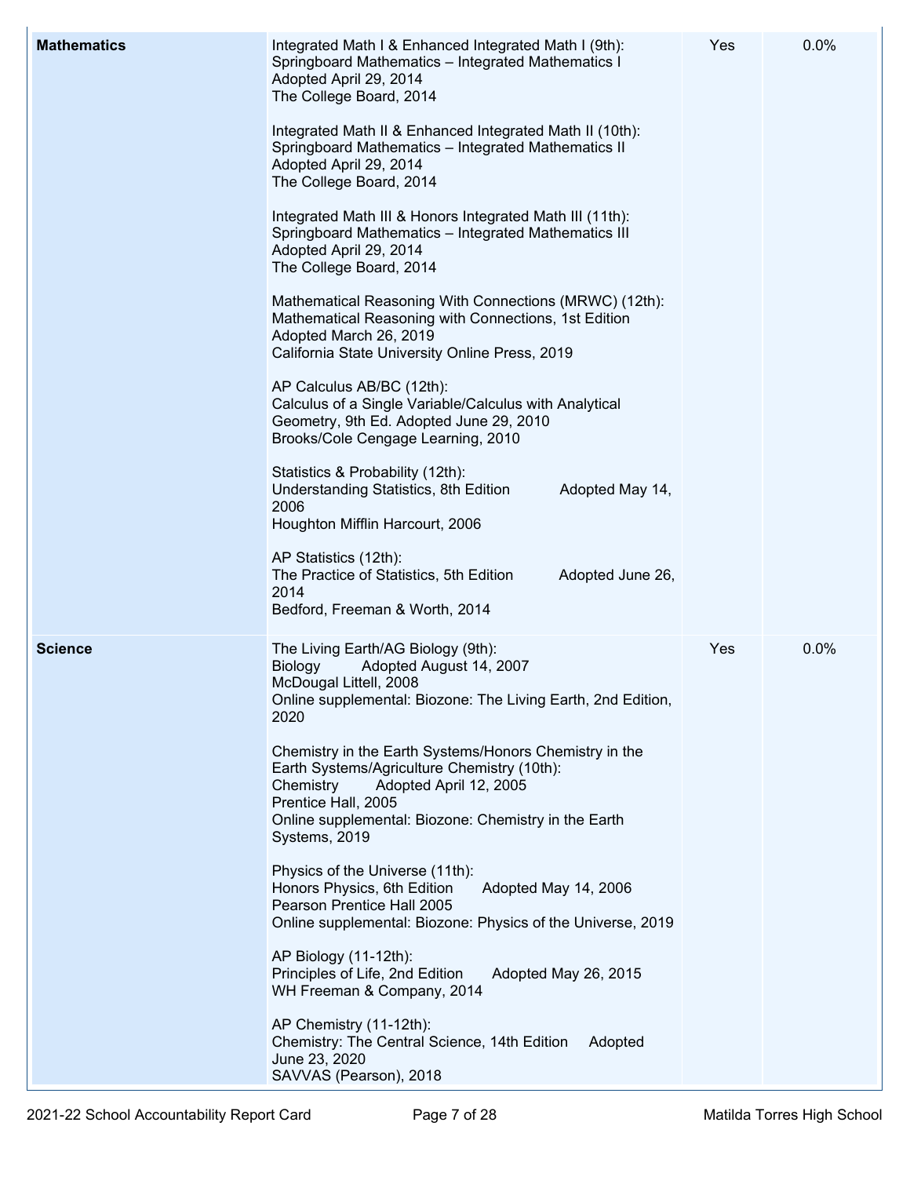| | | | |
|---|---|---|---|
| **Mathematics** | Integrated Math I & Enhanced Integrated Math I (9th):<br>Springboard Mathematics – Integrated Mathematics I<br>Adopted April 29, 2014<br>The College Board, 2014<br><br>Integrated Math II & Enhanced Integrated Math II (10th):<br>Springboard Mathematics – Integrated Mathematics II<br>Adopted April 29, 2014<br>The College Board, 2014<br><br>Integrated Math III & Honors Integrated Math III (11th):<br>Springboard Mathematics – Integrated Mathematics III<br>Adopted April 29, 2014<br>The College Board, 2014<br><br>Mathematical Reasoning With Connections (MRWC) (12th):<br>Mathematical Reasoning with Connections, 1st Edition<br>Adopted March 26, 2019<br>California State University Online Press, 2019<br><br>AP Calculus AB/BC (12th):<br>Calculus of a Single Variable/Calculus with Analytical Geometry, 9th Ed. Adopted June 29, 2010<br>Brooks/Cole Cengage Learning, 2010<br><br>Statistics & Probability (12th):<br>Understanding Statistics, 8th Edition Adopted May 14, 2006<br>Houghton Mifflin Harcourt, 2006<br><br>AP Statistics (12th):<br>The Practice of Statistics, 5th Edition Adopted June 26, 2014<br>Bedford, Freeman & Worth, 2014 | Yes | 0.0% |
| **Science** | The Living Earth/AG Biology (9th):<br>Biology Adopted August 14, 2007<br>McDougal Littell, 2008<br>Online supplemental: Biozone: The Living Earth, 2nd Edition, 2020<br><br>Chemistry in the Earth Systems/Honors Chemistry in the Earth Systems/Agriculture Chemistry (10th):<br>Chemistry Adopted April 12, 2005<br>Prentice Hall, 2005<br>Online supplemental: Biozone: Chemistry in the Earth Systems, 2019<br><br>Physics of the Universe (11th):<br>Honors Physics, 6th Edition Adopted May 14, 2006<br>Pearson Prentice Hall 2005<br>Online supplemental: Biozone: Physics of the Universe, 2019<br><br>AP Biology (11-12th):<br>Principles of Life, 2nd Edition Adopted May 26, 2015<br>WH Freeman & Company, 2014<br><br>AP Chemistry (11-12th):<br>Chemistry: The Central Science, 14th Edition Adopted June 23, 2020<br>SAVVAS (Pearson), 2018 | Yes | 0.0% |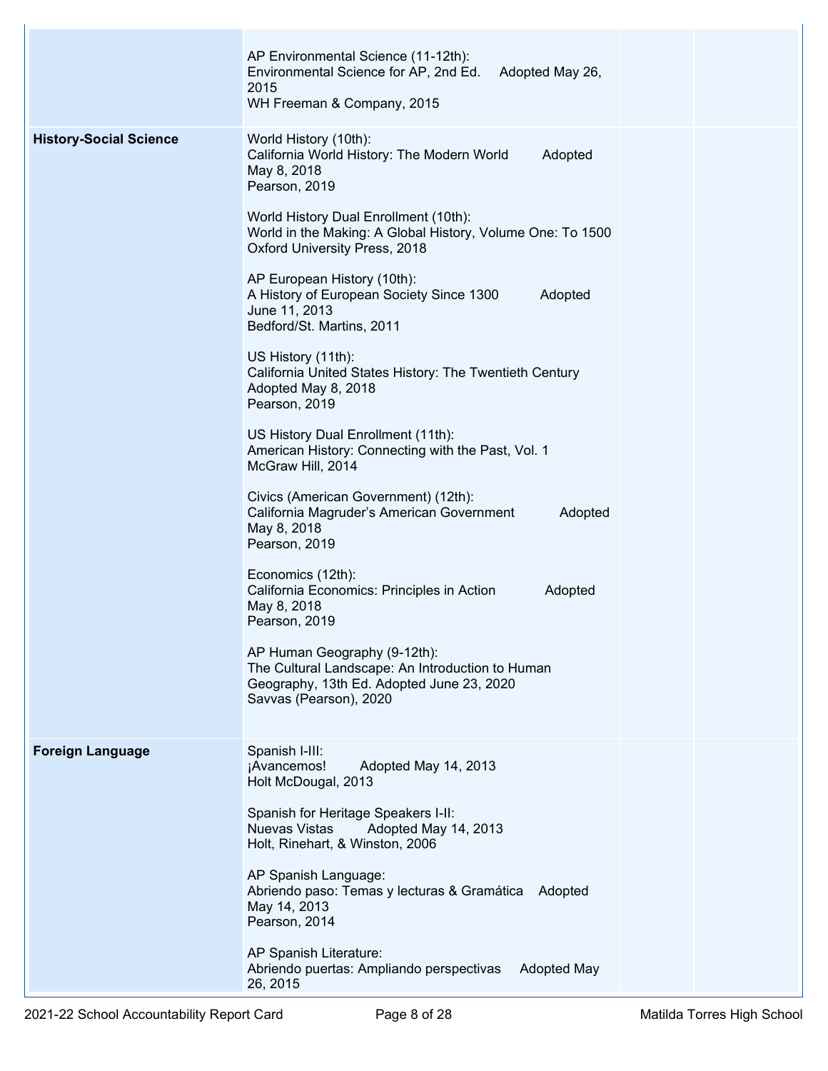| | | | |
|---|---|---|---|
| | AP Environmental Science (11-12th):<br>Environmental Science for AP, 2nd Ed. Adopted May 26, 2015<br>WH Freeman & Company, 2015 | | |
| **History-Social Science** | World History (10th):<br>California World History: The Modern World Adopted May 8, 2018<br>Pearson, 2019<br><br>World History Dual Enrollment (10th):<br>World in the Making: A Global History, Volume One: To 1500<br>Oxford University Press, 2018<br><br>AP European History (10th):<br>A History of European Society Since 1300 Adopted June 11, 2013<br>Bedford/St. Martins, 2011<br><br>US History (11th):<br>California United States History: The Twentieth Century<br>Adopted May 8, 2018<br>Pearson, 2019<br><br>US History Dual Enrollment (11th):<br>American History: Connecting with the Past, Vol. 1<br>McGraw Hill, 2014<br><br>Civics (American Government) (12th):<br>California Magruder's American Government Adopted May 8, 2018<br>Pearson, 2019<br><br>Economics (12th):<br>California Economics: Principles in Action Adopted May 8, 2018<br>Pearson, 2019<br><br>AP Human Geography (9-12th):<br>The Cultural Landscape: An Introduction to Human Geography, 13th Ed. Adopted June 23, 2020<br>Savvas (Pearson), 2020 | | |
| **Foreign Language** | Spanish I-III:<br>¡Avancemos! Adopted May 14, 2013<br>Holt McDougal, 2013<br><br>Spanish for Heritage Speakers I-II:<br>Nuevas Vistas Adopted May 14, 2013<br>Holt, Rinehart, & Winston, 2006<br><br>AP Spanish Language:<br>Abriendo paso: Temas y lecturas & Gramática Adopted May 14, 2013<br>Pearson, 2014<br><br>AP Spanish Literature:<br>Abriendo puertas: Ampliando perspectivas Adopted May 26, 2015 | | |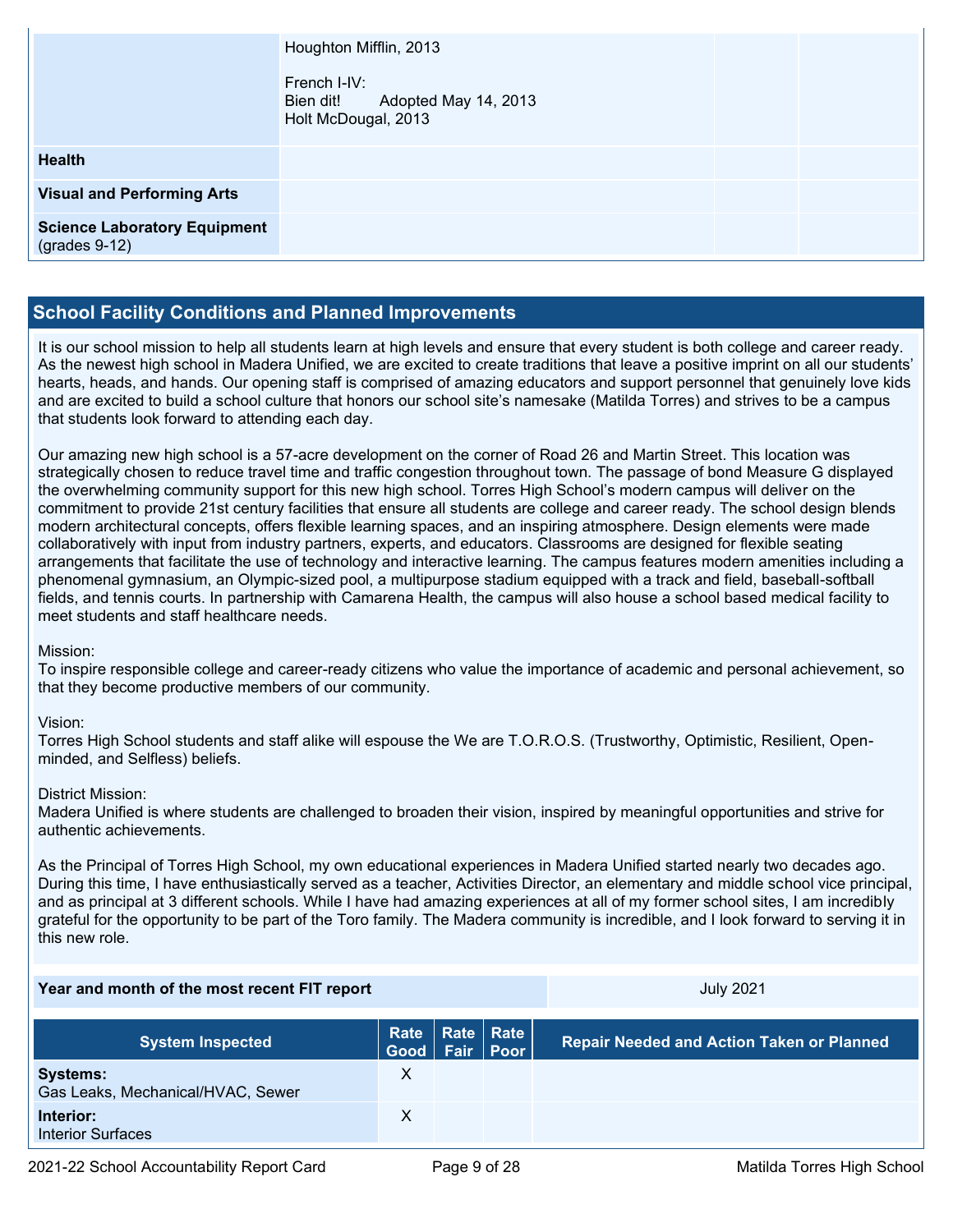| | | | |
|---|---|---|---|
| | Houghton Mifflin, 2013<br><br>French I-IV:<br>Bien dit! Adopted May 14, 2013<br>Holt McDougal, 2013 | | |
| **Health** | | | |
| **Visual and Performing Arts** | | | |
| **Science Laboratory Equipment** (grades 9-12) | | | |

## School Facility Conditions and Planned Improvements

It is our school mission to help all students learn at high levels and ensure that every student is both college and career ready. As the newest high school in Madera Unified, we are excited to create traditions that leave a positive imprint on all our students' hearts, heads, and hands. Our opening staff is comprised of amazing educators and support personnel that genuinely love kids and are excited to build a school culture that honors our school site's namesake (Matilda Torres) and strives to be a campus that students look forward to attending each day.

Our amazing new high school is a 57-acre development on the corner of Road 26 and Martin Street. This location was strategically chosen to reduce travel time and traffic congestion throughout town. The passage of bond Measure G displayed the overwhelming community support for this new high school. Torres High School's modern campus will deliver on the commitment to provide 21st century facilities that ensure all students are college and career ready. The school design blends modern architectural concepts, offers flexible learning spaces, and an inspiring atmosphere. Design elements were made collaboratively with input from industry partners, experts, and educators. Classrooms are designed for flexible seating arrangements that facilitate the use of technology and interactive learning. The campus features modern amenities including a phenomenal gymnasium, an Olympic-sized pool, a multipurpose stadium equipped with a track and field, baseball-softball fields, and tennis courts. In partnership with Camarena Health, the campus will also house a school based medical facility to meet students and staff healthcare needs.

Mission:
To inspire responsible college and career-ready citizens who value the importance of academic and personal achievement, so that they become productive members of our community.

Vision:
Torres High School students and staff alike will espouse the We are T.O.R.O.S. (Trustworthy, Optimistic, Resilient, Open-minded, and Selfless) beliefs.

District Mission:
Madera Unified is where students are challenged to broaden their vision, inspired by meaningful opportunities and strive for authentic achievements.

As the Principal of Torres High School, my own educational experiences in Madera Unified started nearly two decades ago. During this time, I have enthusiastically served as a teacher, Activities Director, an elementary and middle school vice principal, and as principal at 3 different schools. While I have had amazing experiences at all of my former school sites, I am incredibly grateful for the opportunity to be part of the Toro family. The Madera community is incredible, and I look forward to serving it in this new role.

| Year and month of the most recent FIT report | July 2021 |
|---|---|

| System Inspected | Rate Good | Rate Fair | Rate Poor | Repair Needed and Action Taken or Planned |
|---|---|---|---|---|
| **Systems:**<br>Gas Leaks, Mechanical/HVAC, Sewer | X | | | |
| **Interior:**<br>Interior Surfaces | X | | | |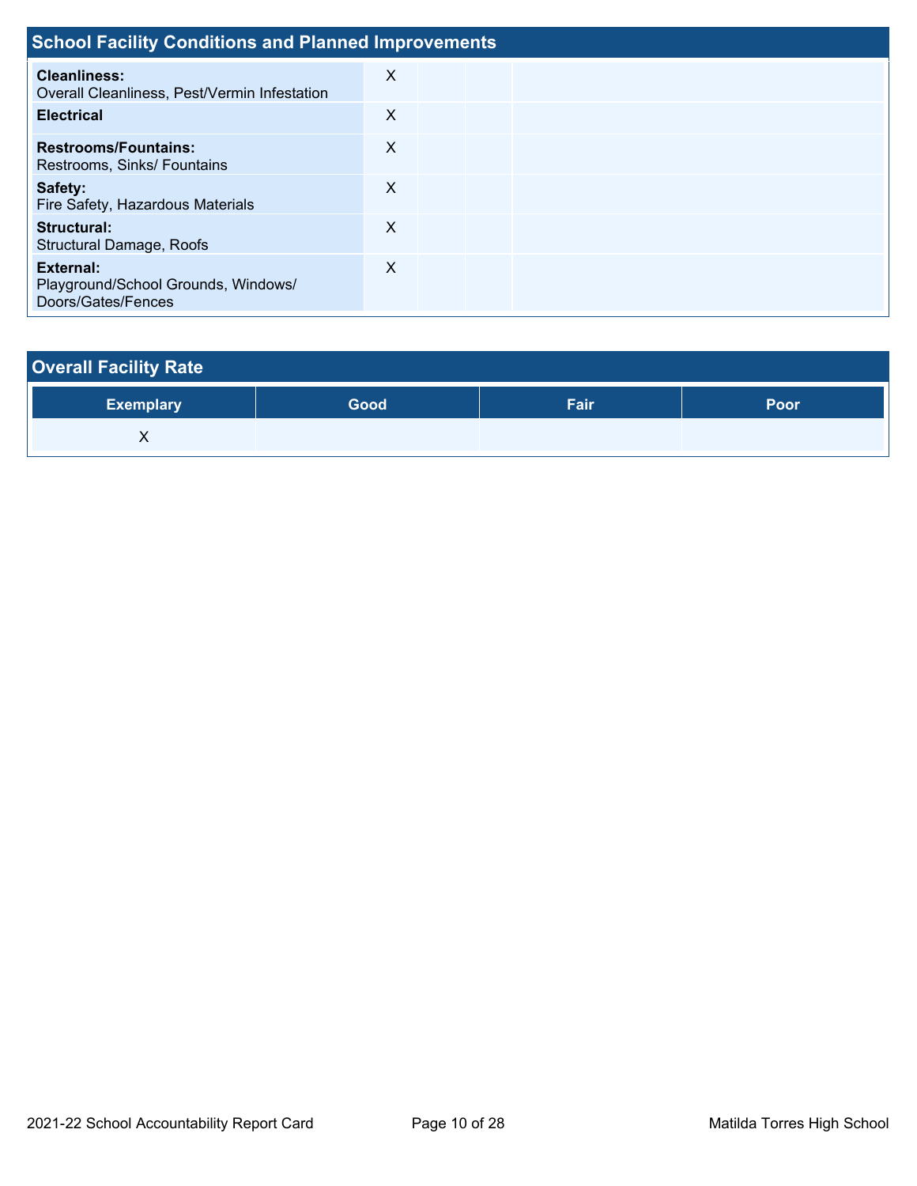## School Facility Conditions and Planned Improvements

| | | | | |
|---|---|---|---|---|
| **Cleanliness:** Overall Cleanliness, Pest/Vermin Infestation | X | | | |
| **Electrical** | X | | | |
| **Restrooms/Fountains:** Restrooms, Sinks/ Fountains | X | | | |
| **Safety:** Fire Safety, Hazardous Materials | X | | | |
| **Structural:** Structural Damage, Roofs | X | | | |
| **External:** Playground/School Grounds, Windows/ Doors/Gates/Fences | X | | | |

## Overall Facility Rate

| Exemplary | Good | Fair | Poor |
|---|---|---|---|
| X | | | |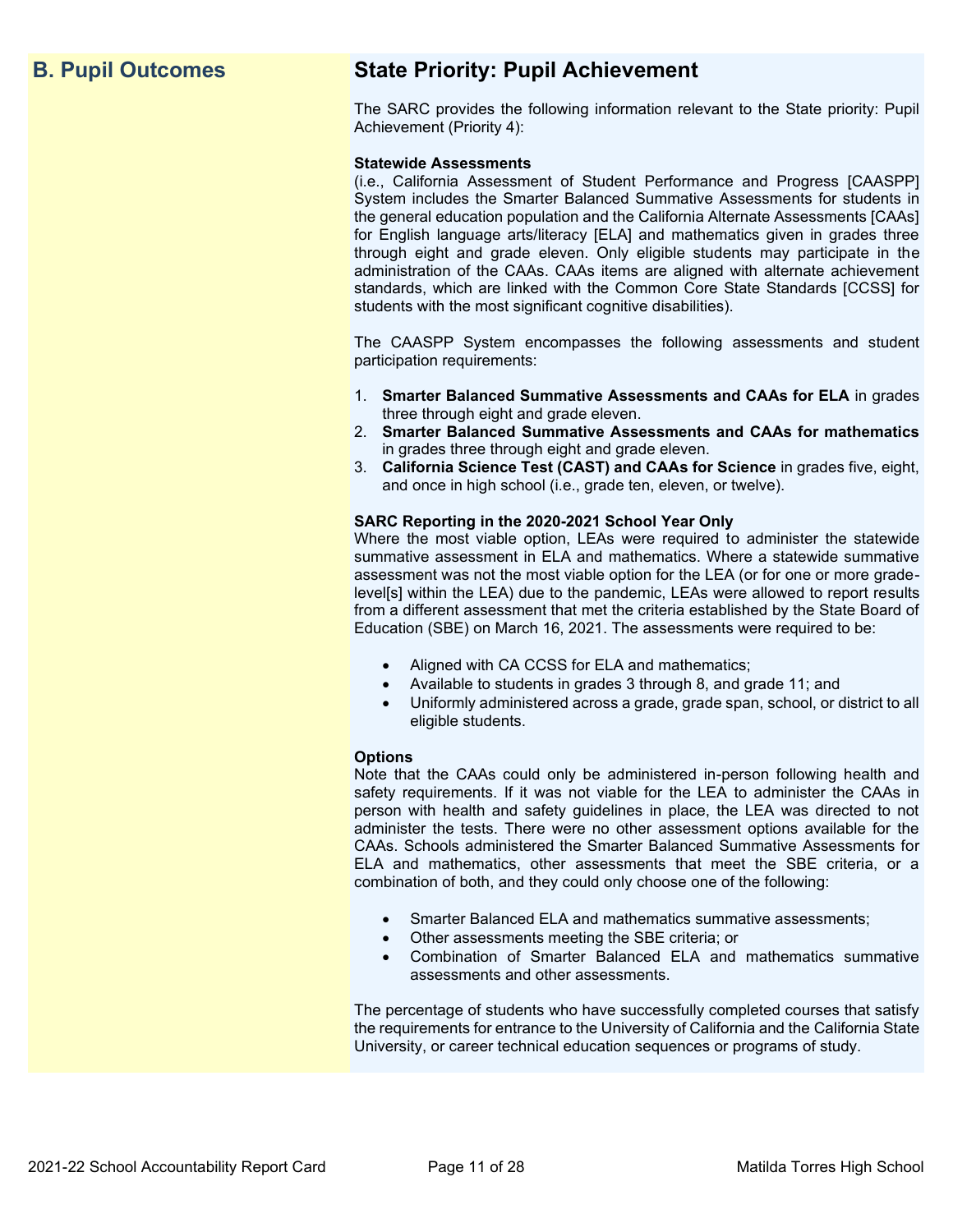## B. Pupil Outcomes

## State Priority: Pupil Achievement

The SARC provides the following information relevant to the State priority: Pupil Achievement (Priority 4):

**Statewide Assessments**
(i.e., California Assessment of Student Performance and Progress [CAASPP] System includes the Smarter Balanced Summative Assessments for students in the general education population and the California Alternate Assessments [CAAs] for English language arts/literacy [ELA] and mathematics given in grades three through eight and grade eleven. Only eligible students may participate in the administration of the CAAs. CAAs items are aligned with alternate achievement standards, which are linked with the Common Core State Standards [CCSS] for students with the most significant cognitive disabilities).

The CAASPP System encompasses the following assessments and student participation requirements:

1. **Smarter Balanced Summative Assessments and CAAs for ELA** in grades three through eight and grade eleven.
2. **Smarter Balanced Summative Assessments and CAAs for mathematics** in grades three through eight and grade eleven.
3. **California Science Test (CAST) and CAAs for Science** in grades five, eight, and once in high school (i.e., grade ten, eleven, or twelve).

**SARC Reporting in the 2020-2021 School Year Only**
Where the most viable option, LEAs were required to administer the statewide summative assessment in ELA and mathematics. Where a statewide summative assessment was not the most viable option for the LEA (or for one or more grade-level[s] within the LEA) due to the pandemic, LEAs were allowed to report results from a different assessment that met the criteria established by the State Board of Education (SBE) on March 16, 2021. The assessments were required to be:

- Aligned with CA CCSS for ELA and mathematics;
- Available to students in grades 3 through 8, and grade 11; and
- Uniformly administered across a grade, grade span, school, or district to all eligible students.

**Options**
Note that the CAAs could only be administered in-person following health and safety requirements. If it was not viable for the LEA to administer the CAAs in person with health and safety guidelines in place, the LEA was directed to not administer the tests. There were no other assessment options available for the CAAs. Schools administered the Smarter Balanced Summative Assessments for ELA and mathematics, other assessments that meet the SBE criteria, or a combination of both, and they could only choose one of the following:

- Smarter Balanced ELA and mathematics summative assessments;
- Other assessments meeting the SBE criteria; or
- Combination of Smarter Balanced ELA and mathematics summative assessments and other assessments.

The percentage of students who have successfully completed courses that satisfy the requirements for entrance to the University of California and the California State University, or career technical education sequences or programs of study.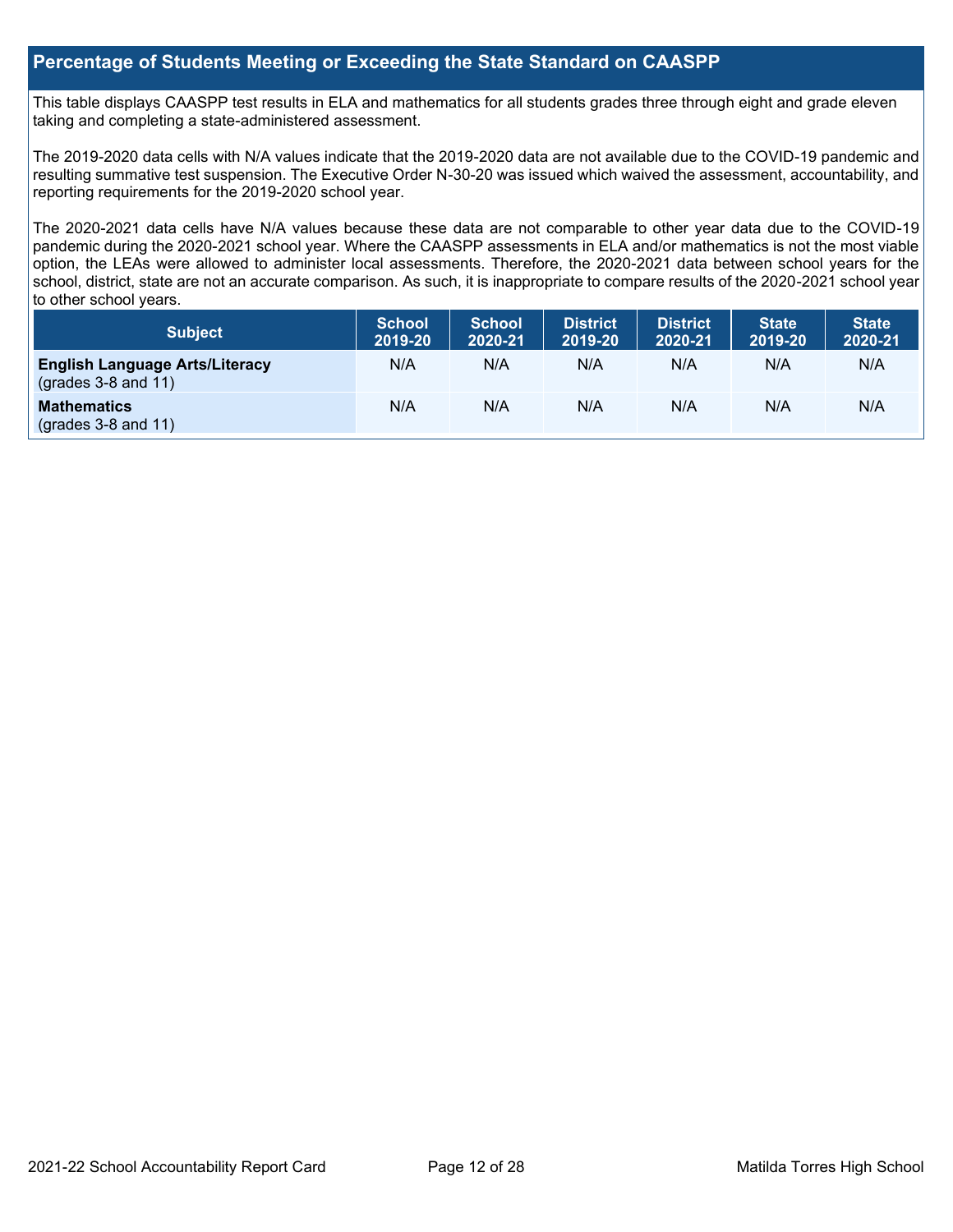## Percentage of Students Meeting or Exceeding the State Standard on CAASPP

This table displays CAASPP test results in ELA and mathematics for all students grades three through eight and grade eleven taking and completing a state-administered assessment.

The 2019-2020 data cells with N/A values indicate that the 2019-2020 data are not available due to the COVID-19 pandemic and resulting summative test suspension. The Executive Order N-30-20 was issued which waived the assessment, accountability, and reporting requirements for the 2019-2020 school year.

The 2020-2021 data cells have N/A values because these data are not comparable to other year data due to the COVID-19 pandemic during the 2020-2021 school year. Where the CAASPP assessments in ELA and/or mathematics is not the most viable option, the LEAs were allowed to administer local assessments. Therefore, the 2020-2021 data between school years for the school, district, state are not an accurate comparison. As such, it is inappropriate to compare results of the 2020-2021 school year to other school years.

| Subject | School 2019-20 | School 2020-21 | District 2019-20 | District 2020-21 | State 2019-20 | State 2020-21 |
|---|---|---|---|---|---|---|
| **English Language Arts/Literacy** (grades 3-8 and 11) | N/A | N/A | N/A | N/A | N/A | N/A |
| **Mathematics** (grades 3-8 and 11) | N/A | N/A | N/A | N/A | N/A | N/A |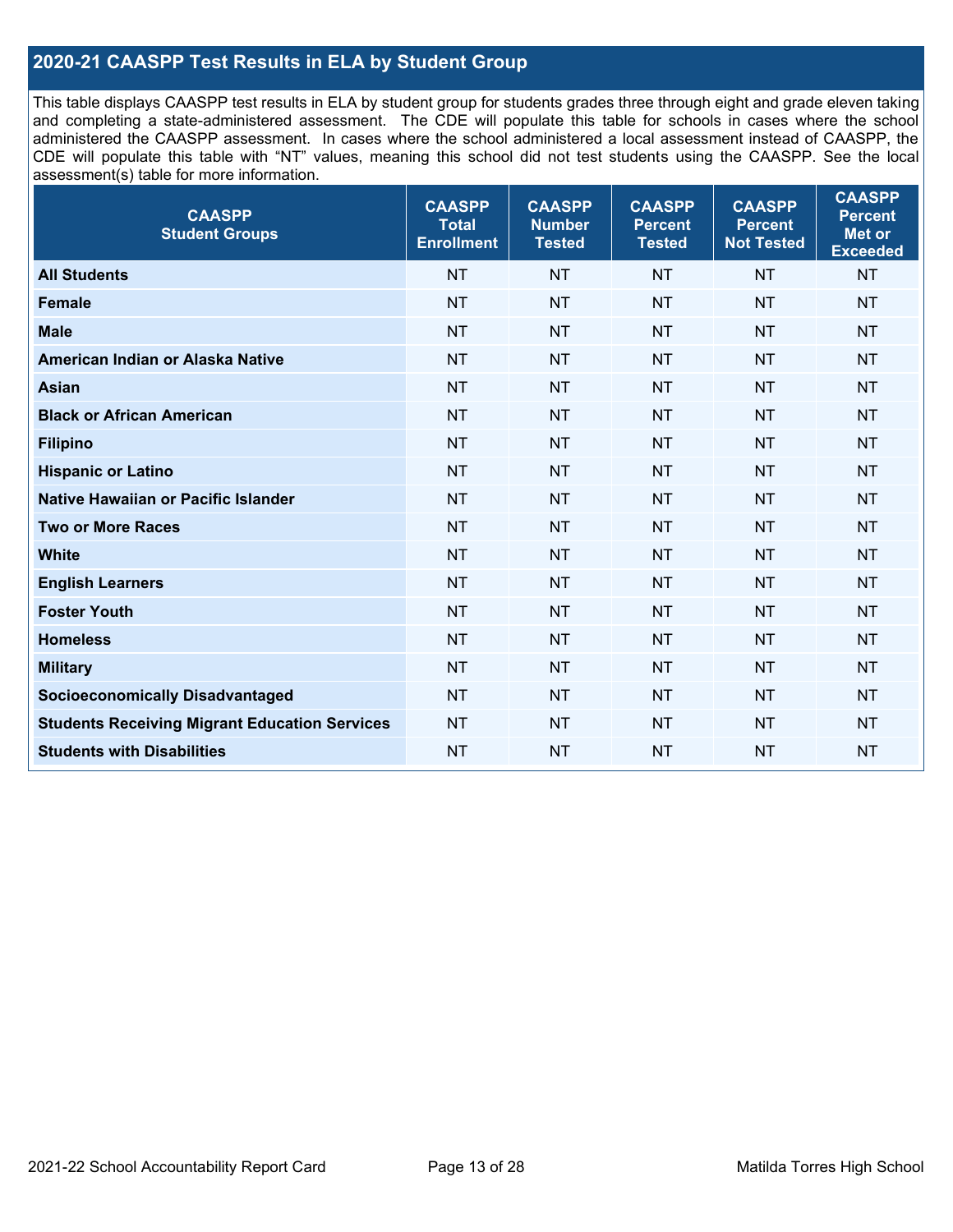## 2020-21 CAASPP Test Results in ELA by Student Group

This table displays CAASPP test results in ELA by student group for students grades three through eight and grade eleven taking and completing a state-administered assessment. The CDE will populate this table for schools in cases where the school administered the CAASPP assessment. In cases where the school administered a local assessment instead of CAASPP, the CDE will populate this table with "NT" values, meaning this school did not test students using the CAASPP. See the local assessment(s) table for more information.

| CAASPP Student Groups | CAASPP Total Enrollment | CAASPP Number Tested | CAASPP Percent Tested | CAASPP Percent Not Tested | CAASPP Percent Met or Exceeded |
|---|---|---|---|---|---|
| **All Students** | NT | NT | NT | NT | NT |
| **Female** | NT | NT | NT | NT | NT |
| **Male** | NT | NT | NT | NT | NT |
| **American Indian or Alaska Native** | NT | NT | NT | NT | NT |
| **Asian** | NT | NT | NT | NT | NT |
| **Black or African American** | NT | NT | NT | NT | NT |
| **Filipino** | NT | NT | NT | NT | NT |
| **Hispanic or Latino** | NT | NT | NT | NT | NT |
| **Native Hawaiian or Pacific Islander** | NT | NT | NT | NT | NT |
| **Two or More Races** | NT | NT | NT | NT | NT |
| **White** | NT | NT | NT | NT | NT |
| **English Learners** | NT | NT | NT | NT | NT |
| **Foster Youth** | NT | NT | NT | NT | NT |
| **Homeless** | NT | NT | NT | NT | NT |
| **Military** | NT | NT | NT | NT | NT |
| **Socioeconomically Disadvantaged** | NT | NT | NT | NT | NT |
| **Students Receiving Migrant Education Services** | NT | NT | NT | NT | NT |
| **Students with Disabilities** | NT | NT | NT | NT | NT |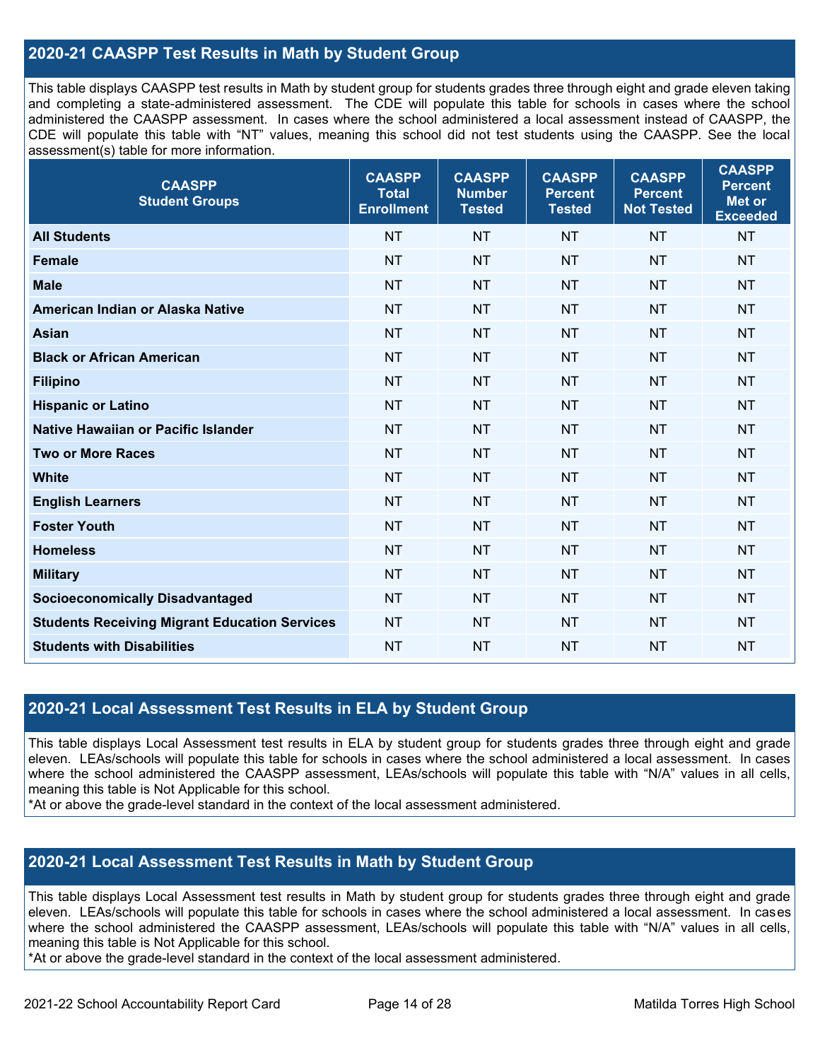## 2020-21 CAASPP Test Results in Math by Student Group

This table displays CAASPP test results in Math by student group for students grades three through eight and grade eleven taking and completing a state-administered assessment. The CDE will populate this table for schools in cases where the school administered the CAASPP assessment. In cases where the school administered a local assessment instead of CAASPP, the CDE will populate this table with "NT" values, meaning this school did not test students using the CAASPP. See the local assessment(s) table for more information.

| CAASPP Student Groups | CAASPP Total Enrollment | CAASPP Number Tested | CAASPP Percent Tested | CAASPP Percent Not Tested | CAASPP Percent Met or Exceeded |
|---|---|---|---|---|---|
| **All Students** | NT | NT | NT | NT | NT |
| **Female** | NT | NT | NT | NT | NT |
| **Male** | NT | NT | NT | NT | NT |
| **American Indian or Alaska Native** | NT | NT | NT | NT | NT |
| **Asian** | NT | NT | NT | NT | NT |
| **Black or African American** | NT | NT | NT | NT | NT |
| **Filipino** | NT | NT | NT | NT | NT |
| **Hispanic or Latino** | NT | NT | NT | NT | NT |
| **Native Hawaiian or Pacific Islander** | NT | NT | NT | NT | NT |
| **Two or More Races** | NT | NT | NT | NT | NT |
| **White** | NT | NT | NT | NT | NT |
| **English Learners** | NT | NT | NT | NT | NT |
| **Foster Youth** | NT | NT | NT | NT | NT |
| **Homeless** | NT | NT | NT | NT | NT |
| **Military** | NT | NT | NT | NT | NT |
| **Socioeconomically Disadvantaged** | NT | NT | NT | NT | NT |
| **Students Receiving Migrant Education Services** | NT | NT | NT | NT | NT |
| **Students with Disabilities** | NT | NT | NT | NT | NT |

## 2020-21 Local Assessment Test Results in ELA by Student Group

This table displays Local Assessment test results in ELA by student group for students grades three through eight and grade eleven. LEAs/schools will populate this table for schools in cases where the school administered a local assessment. In cases where the school administered the CAASPP assessment, LEAs/schools will populate this table with "N/A" values in all cells, meaning this table is Not Applicable for this school.
*At or above the grade-level standard in the context of the local assessment administered.

## 2020-21 Local Assessment Test Results in Math by Student Group

This table displays Local Assessment test results in Math by student group for students grades three through eight and grade eleven. LEAs/schools will populate this table for schools in cases where the school administered a local assessment. In cases where the school administered the CAASPP assessment, LEAs/schools will populate this table with "N/A" values in all cells, meaning this table is Not Applicable for this school.
*At or above the grade-level standard in the context of the local assessment administered.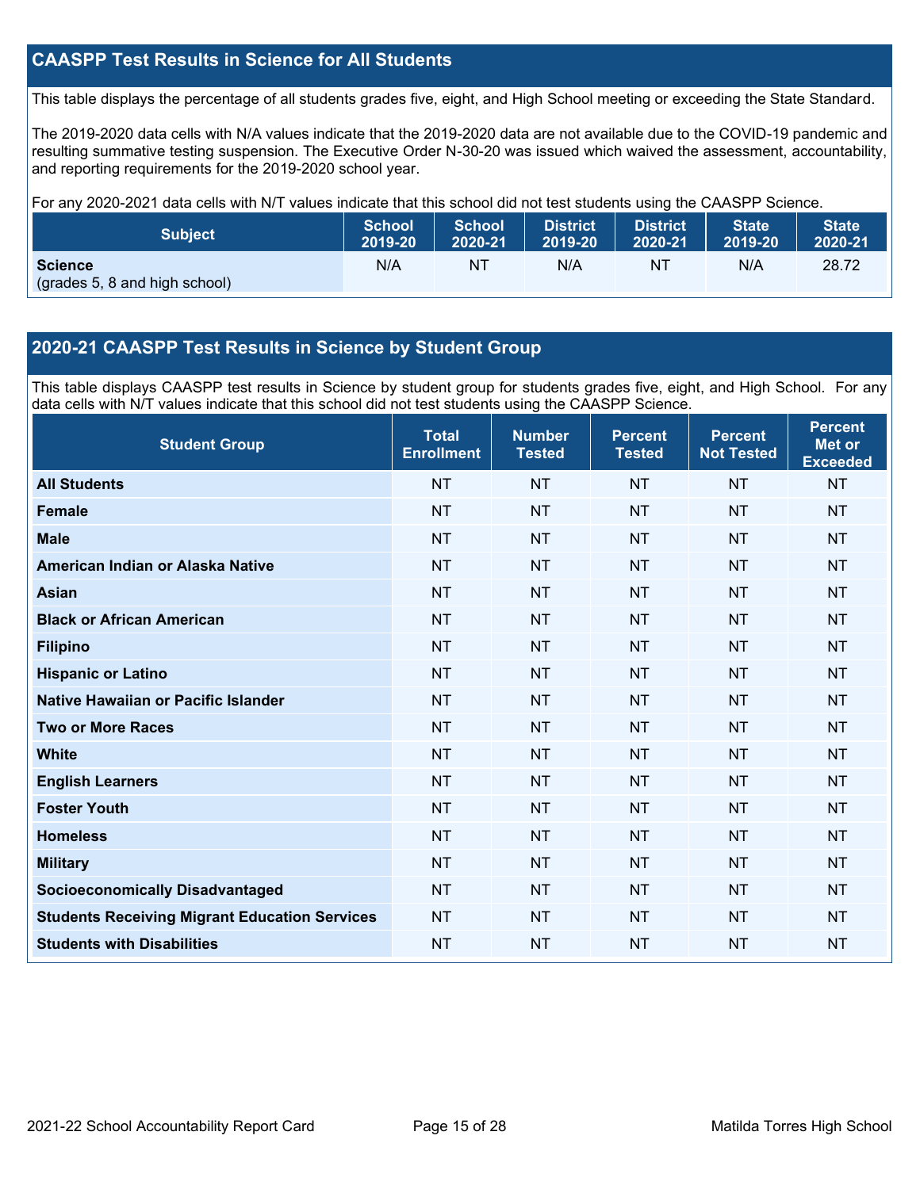## CAASPP Test Results in Science for All Students

This table displays the percentage of all students grades five, eight, and High School meeting or exceeding the State Standard.

The 2019-2020 data cells with N/A values indicate that the 2019-2020 data are not available due to the COVID-19 pandemic and resulting summative testing suspension. The Executive Order N-30-20 was issued which waived the assessment, accountability, and reporting requirements for the 2019-2020 school year.

For any 2020-2021 data cells with N/T values indicate that this school did not test students using the CAASPP Science.

| Subject | School 2019-20 | School 2020-21 | District 2019-20 | District 2020-21 | State 2019-20 | State 2020-21 |
|---|---|---|---|---|---|---|
| **Science** (grades 5, 8 and high school) | N/A | NT | N/A | NT | N/A | 28.72 |

## 2020-21 CAASPP Test Results in Science by Student Group

This table displays CAASPP test results in Science by student group for students grades five, eight, and High School. For any data cells with N/T values indicate that this school did not test students using the CAASPP Science.

| Student Group | Total Enrollment | Number Tested | Percent Tested | Percent Not Tested | Percent Met or Exceeded |
|---|---|---|---|---|---|
| **All Students** | NT | NT | NT | NT | NT |
| **Female** | NT | NT | NT | NT | NT |
| **Male** | NT | NT | NT | NT | NT |
| **American Indian or Alaska Native** | NT | NT | NT | NT | NT |
| **Asian** | NT | NT | NT | NT | NT |
| **Black or African American** | NT | NT | NT | NT | NT |
| **Filipino** | NT | NT | NT | NT | NT |
| **Hispanic or Latino** | NT | NT | NT | NT | NT |
| **Native Hawaiian or Pacific Islander** | NT | NT | NT | NT | NT |
| **Two or More Races** | NT | NT | NT | NT | NT |
| **White** | NT | NT | NT | NT | NT |
| **English Learners** | NT | NT | NT | NT | NT |
| **Foster Youth** | NT | NT | NT | NT | NT |
| **Homeless** | NT | NT | NT | NT | NT |
| **Military** | NT | NT | NT | NT | NT |
| **Socioeconomically Disadvantaged** | NT | NT | NT | NT | NT |
| **Students Receiving Migrant Education Services** | NT | NT | NT | NT | NT |
| **Students with Disabilities** | NT | NT | NT | NT | NT |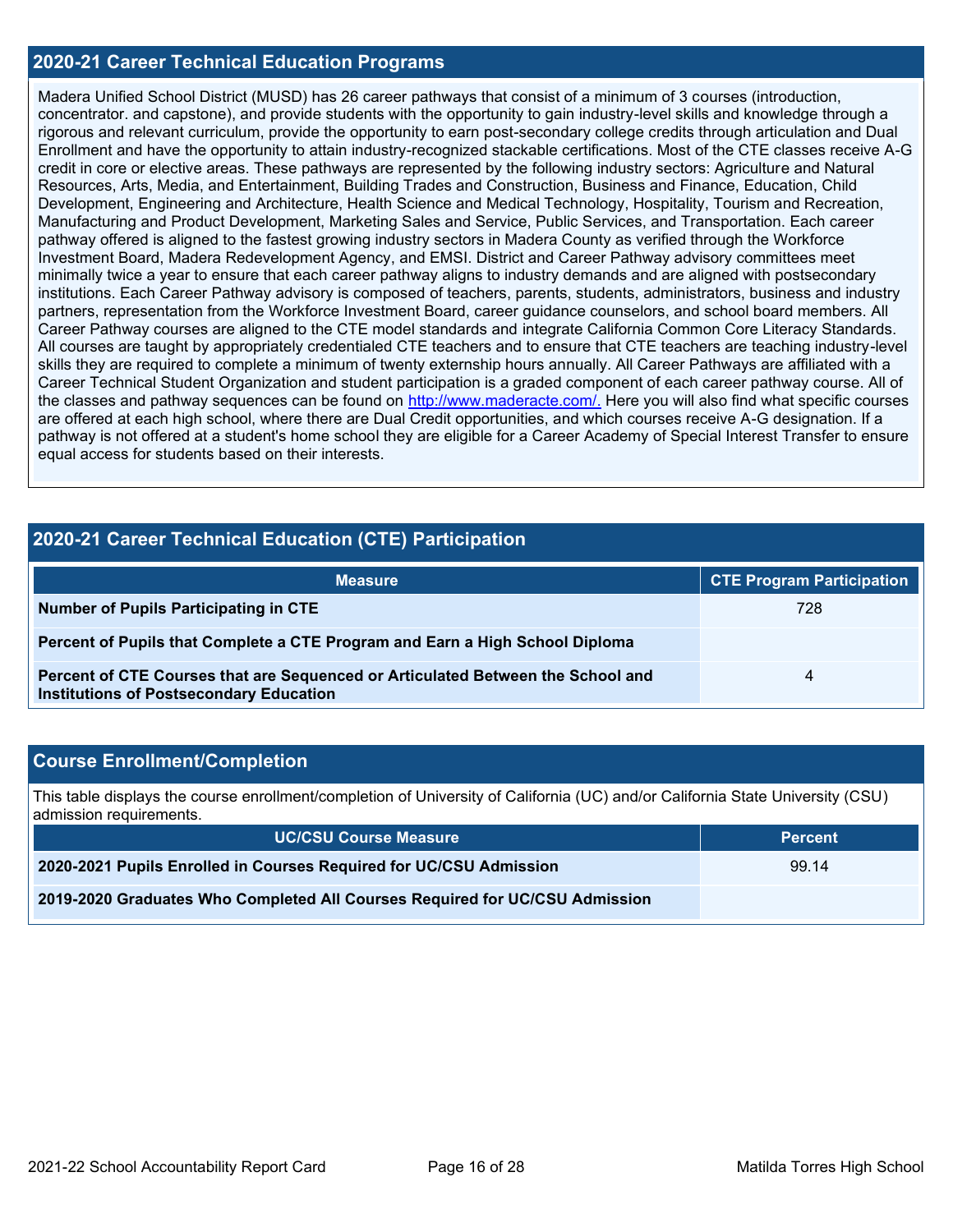## 2020-21 Career Technical Education Programs

Madera Unified School District (MUSD) has 26 career pathways that consist of a minimum of 3 courses (introduction, concentrator. and capstone), and provide students with the opportunity to gain industry-level skills and knowledge through a rigorous and relevant curriculum, provide the opportunity to earn post-secondary college credits through articulation and Dual Enrollment and have the opportunity to attain industry-recognized stackable certifications. Most of the CTE classes receive A-G credit in core or elective areas. These pathways are represented by the following industry sectors: Agriculture and Natural Resources, Arts, Media, and Entertainment, Building Trades and Construction, Business and Finance, Education, Child Development, Engineering and Architecture, Health Science and Medical Technology, Hospitality, Tourism and Recreation, Manufacturing and Product Development, Marketing Sales and Service, Public Services, and Transportation. Each career pathway offered is aligned to the fastest growing industry sectors in Madera County as verified through the Workforce Investment Board, Madera Redevelopment Agency, and EMSI. District and Career Pathway advisory committees meet minimally twice a year to ensure that each career pathway aligns to industry demands and are aligned with postsecondary institutions. Each Career Pathway advisory is composed of teachers, parents, students, administrators, business and industry partners, representation from the Workforce Investment Board, career guidance counselors, and school board members. All Career Pathway courses are aligned to the CTE model standards and integrate California Common Core Literacy Standards. All courses are taught by appropriately credentialed CTE teachers and to ensure that CTE teachers are teaching industry-level skills they are required to complete a minimum of twenty externship hours annually. All Career Pathways are affiliated with a Career Technical Student Organization and student participation is a graded component of each career pathway course. All of the classes and pathway sequences can be found on http://www.maderacte.com/. Here you will also find what specific courses are offered at each high school, where there are Dual Credit opportunities, and which courses receive A-G designation. If a pathway is not offered at a student's home school they are eligible for a Career Academy of Special Interest Transfer to ensure equal access for students based on their interests.

## 2020-21 Career Technical Education (CTE) Participation

| Measure | CTE Program Participation |
|---|---|
| **Number of Pupils Participating in CTE** | 728 |
| **Percent of Pupils that Complete a CTE Program and Earn a High School Diploma** | |
| **Percent of CTE Courses that are Sequenced or Articulated Between the School and Institutions of Postsecondary Education** | 4 |

## Course Enrollment/Completion

This table displays the course enrollment/completion of University of California (UC) and/or California State University (CSU) admission requirements.

| UC/CSU Course Measure | Percent |
|---|---|
| **2020-2021 Pupils Enrolled in Courses Required for UC/CSU Admission** | 99.14 |
| **2019-2020 Graduates Who Completed All Courses Required for UC/CSU Admission** | |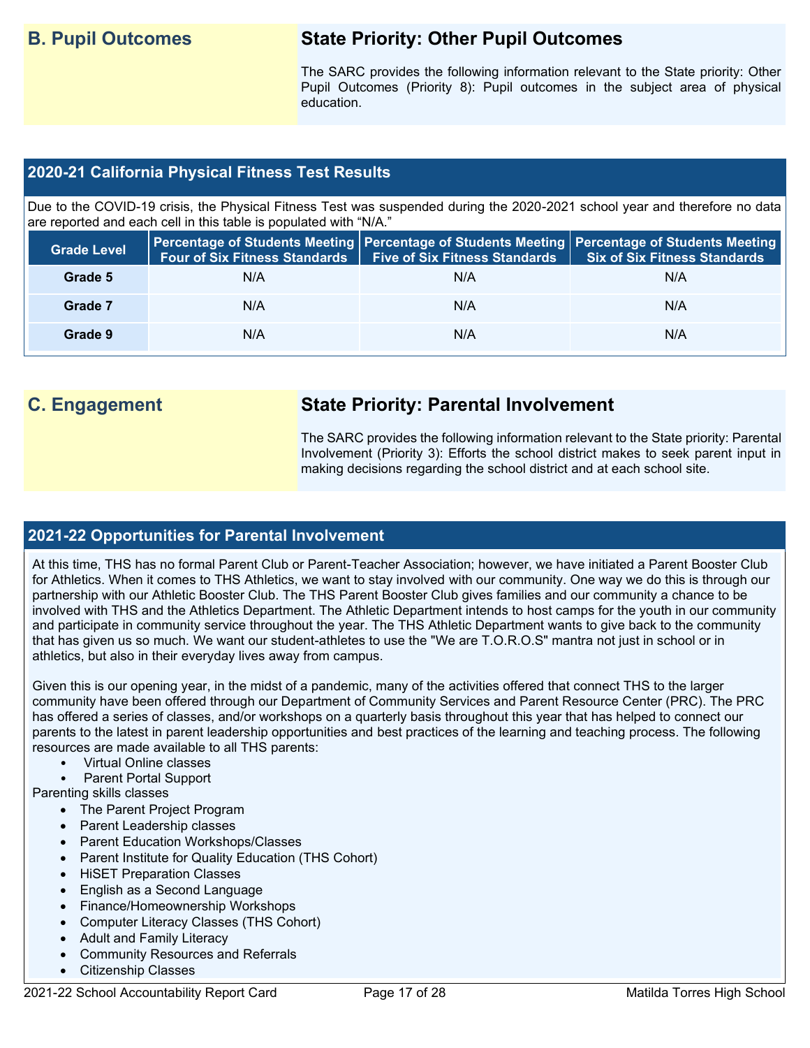## B. Pupil Outcomes

### State Priority: Other Pupil Outcomes

The SARC provides the following information relevant to the State priority: Other Pupil Outcomes (Priority 8): Pupil outcomes in the subject area of physical education.

### 2020-21 California Physical Fitness Test Results

Due to the COVID-19 crisis, the Physical Fitness Test was suspended during the 2020-2021 school year and therefore no data are reported and each cell in this table is populated with "N/A."

| Grade Level | Percentage of Students Meeting Four of Six Fitness Standards | Percentage of Students Meeting Five of Six Fitness Standards | Percentage of Students Meeting Six of Six Fitness Standards |
|---|---|---|---|
| Grade 5 | N/A | N/A | N/A |
| Grade 7 | N/A | N/A | N/A |
| Grade 9 | N/A | N/A | N/A |

## C. Engagement

### State Priority: Parental Involvement

The SARC provides the following information relevant to the State priority: Parental Involvement (Priority 3): Efforts the school district makes to seek parent input in making decisions regarding the school district and at each school site.

### 2021-22 Opportunities for Parental Involvement

At this time, THS has no formal Parent Club or Parent-Teacher Association; however, we have initiated a Parent Booster Club for Athletics. When it comes to THS Athletics, we want to stay involved with our community. One way we do this is through our partnership with our Athletic Booster Club. The THS Parent Booster Club gives families and our community a chance to be involved with THS and the Athletics Department. The Athletic Department intends to host camps for the youth in our community and participate in community service throughout the year. The THS Athletic Department wants to give back to the community that has given us so much. We want our student-athletes to use the "We are T.O.R.O.S" mantra not just in school or in athletics, but also in their everyday lives away from campus.

Given this is our opening year, in the midst of a pandemic, many of the activities offered that connect THS to the larger community have been offered through our Department of Community Services and Parent Resource Center (PRC). The PRC has offered a series of classes, and/or workshops on a quarterly basis throughout this year that has helped to connect our parents to the latest in parent leadership opportunities and best practices of the learning and teaching process. The following resources are made available to all THS parents:

- Virtual Online classes
- Parent Portal Support

Parenting skills classes

- The Parent Project Program
- Parent Leadership classes
- Parent Education Workshops/Classes
- Parent Institute for Quality Education (THS Cohort)
- HiSET Preparation Classes
- English as a Second Language
- Finance/Homeownership Workshops
- Computer Literacy Classes (THS Cohort)
- Adult and Family Literacy
- Community Resources and Referrals
- Citizenship Classes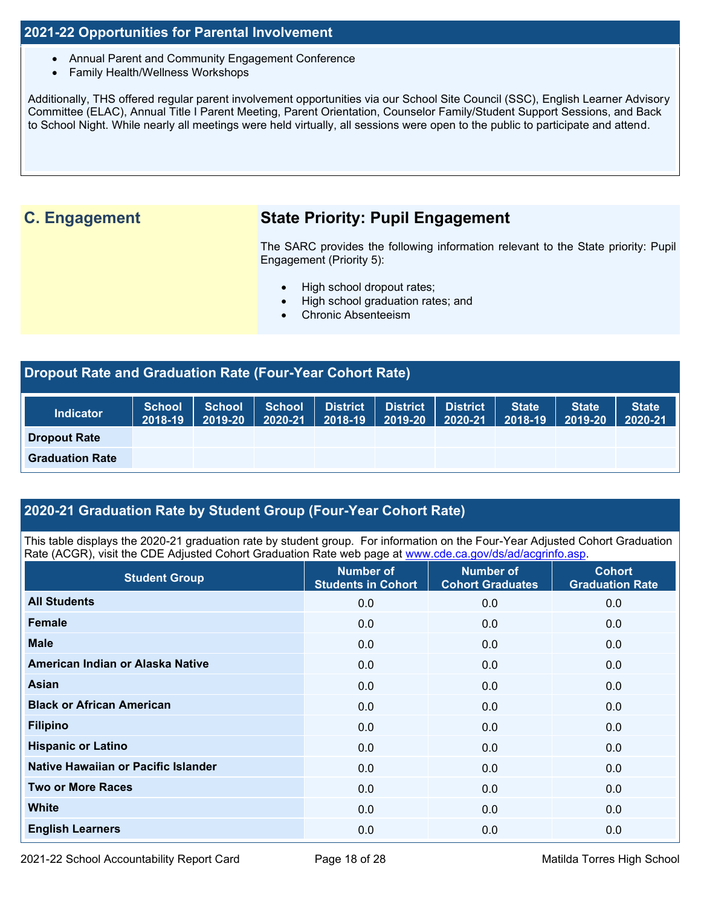## 2021-22 Opportunities for Parental Involvement

- Annual Parent and Community Engagement Conference
- Family Health/Wellness Workshops

Additionally, THS offered regular parent involvement opportunities via our School Site Council (SSC), English Learner Advisory Committee (ELAC), Annual Title I Parent Meeting, Parent Orientation, Counselor Family/Student Support Sessions, and Back to School Night. While nearly all meetings were held virtually, all sessions were open to the public to participate and attend.

## C. Engagement

### State Priority: Pupil Engagement

The SARC provides the following information relevant to the State priority: Pupil Engagement (Priority 5):

- High school dropout rates;
- High school graduation rates; and
- Chronic Absenteeism

## Dropout Rate and Graduation Rate (Four-Year Cohort Rate)

| Indicator | School 2018-19 | School 2019-20 | School 2020-21 | District 2018-19 | District 2019-20 | District 2020-21 | State 2018-19 | State 2019-20 | State 2020-21 |
|---|---|---|---|---|---|---|---|---|---|
| Dropout Rate | | | | | | | | | |
| Graduation Rate | | | | | | | | | |

## 2020-21 Graduation Rate by Student Group (Four-Year Cohort Rate)

This table displays the 2020-21 graduation rate by student group. For information on the Four-Year Adjusted Cohort Graduation Rate (ACGR), visit the CDE Adjusted Cohort Graduation Rate web page at www.cde.ca.gov/ds/ad/acgrinfo.asp.

| Student Group | Number of Students in Cohort | Number of Cohort Graduates | Cohort Graduation Rate |
|---|---|---|---|
| All Students | 0.0 | 0.0 | 0.0 |
| Female | 0.0 | 0.0 | 0.0 |
| Male | 0.0 | 0.0 | 0.0 |
| American Indian or Alaska Native | 0.0 | 0.0 | 0.0 |
| Asian | 0.0 | 0.0 | 0.0 |
| Black or African American | 0.0 | 0.0 | 0.0 |
| Filipino | 0.0 | 0.0 | 0.0 |
| Hispanic or Latino | 0.0 | 0.0 | 0.0 |
| Native Hawaiian or Pacific Islander | 0.0 | 0.0 | 0.0 |
| Two or More Races | 0.0 | 0.0 | 0.0 |
| White | 0.0 | 0.0 | 0.0 |
| English Learners | 0.0 | 0.0 | 0.0 |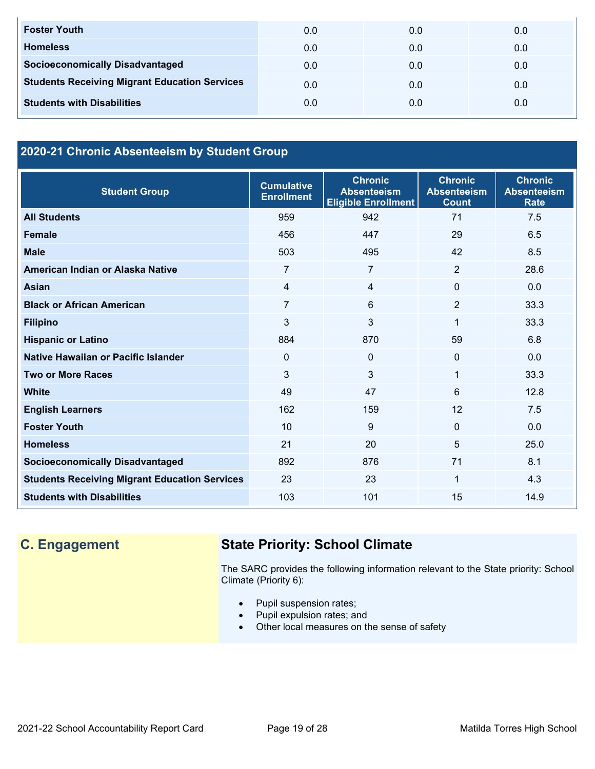| | | | |
|---|---|---|---|
| **Foster Youth** | 0.0 | 0.0 | 0.0 |
| **Homeless** | 0.0 | 0.0 | 0.0 |
| **Socioeconomically Disadvantaged** | 0.0 | 0.0 | 0.0 |
| **Students Receiving Migrant Education Services** | 0.0 | 0.0 | 0.0 |
| **Students with Disabilities** | 0.0 | 0.0 | 0.0 |

## 2020-21 Chronic Absenteeism by Student Group

| Student Group | Cumulative Enrollment | Chronic Absenteeism Eligible Enrollment | Chronic Absenteeism Count | Chronic Absenteeism Rate |
|---|---|---|---|---|
| **All Students** | 959 | 942 | 71 | 7.5 |
| **Female** | 456 | 447 | 29 | 6.5 |
| **Male** | 503 | 495 | 42 | 8.5 |
| **American Indian or Alaska Native** | 7 | 7 | 2 | 28.6 |
| **Asian** | 4 | 4 | 0 | 0.0 |
| **Black or African American** | 7 | 6 | 2 | 33.3 |
| **Filipino** | 3 | 3 | 1 | 33.3 |
| **Hispanic or Latino** | 884 | 870 | 59 | 6.8 |
| **Native Hawaiian or Pacific Islander** | 0 | 0 | 0 | 0.0 |
| **Two or More Races** | 3 | 3 | 1 | 33.3 |
| **White** | 49 | 47 | 6 | 12.8 |
| **English Learners** | 162 | 159 | 12 | 7.5 |
| **Foster Youth** | 10 | 9 | 0 | 0.0 |
| **Homeless** | 21 | 20 | 5 | 25.0 |
| **Socioeconomically Disadvantaged** | 892 | 876 | 71 | 8.1 |
| **Students Receiving Migrant Education Services** | 23 | 23 | 1 | 4.3 |
| **Students with Disabilities** | 103 | 101 | 15 | 14.9 |

## C. Engagement

### State Priority: School Climate

The SARC provides the following information relevant to the State priority: School Climate (Priority 6):

- Pupil suspension rates;
- Pupil expulsion rates; and
- Other local measures on the sense of safety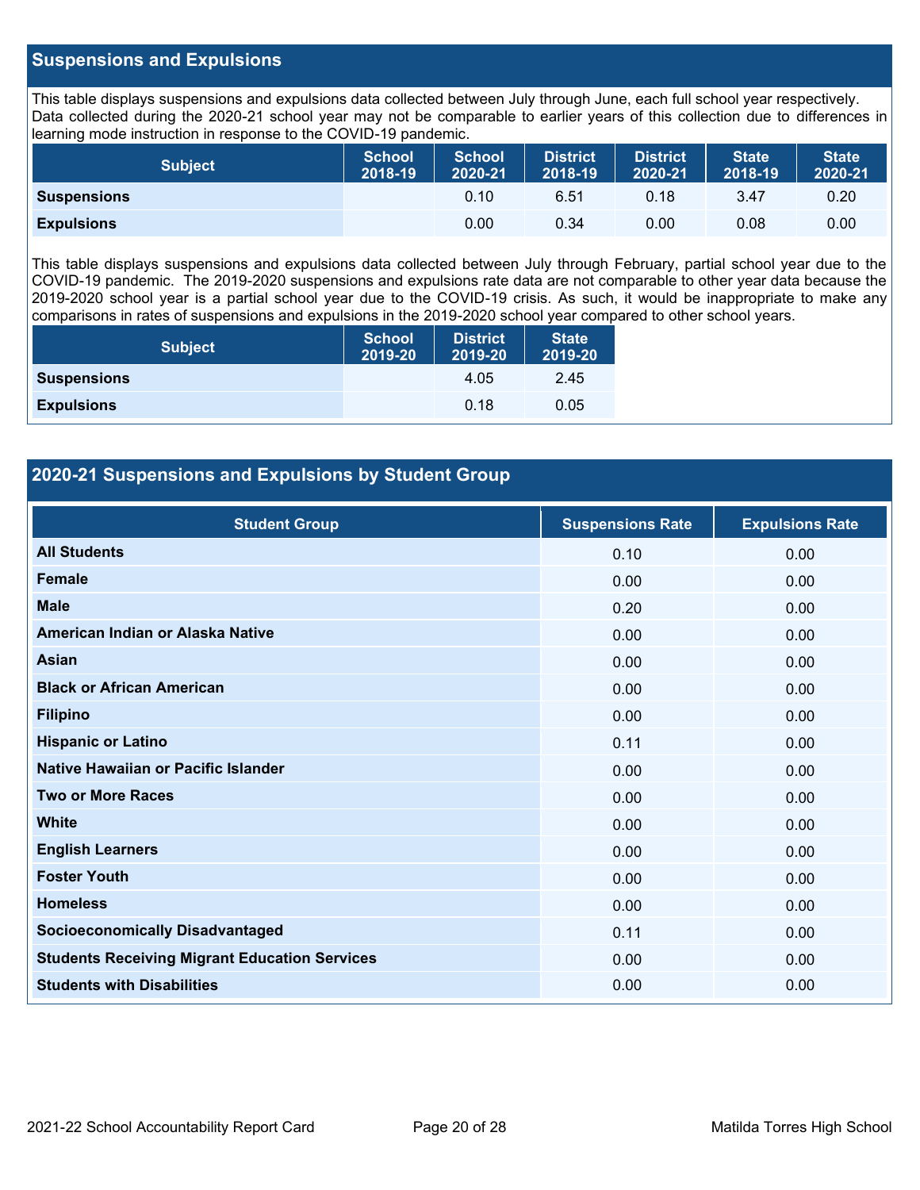## Suspensions and Expulsions

This table displays suspensions and expulsions data collected between July through June, each full school year respectively. Data collected during the 2020-21 school year may not be comparable to earlier years of this collection due to differences in learning mode instruction in response to the COVID-19 pandemic.

| Subject | School 2018-19 | School 2020-21 | District 2018-19 | District 2020-21 | State 2018-19 | State 2020-21 |
|---|---|---|---|---|---|---|
| **Suspensions** | | 0.10 | 6.51 | 0.18 | 3.47 | 0.20 |
| **Expulsions** | | 0.00 | 0.34 | 0.00 | 0.08 | 0.00 |

This table displays suspensions and expulsions data collected between July through February, partial school year due to the COVID-19 pandemic. The 2019-2020 suspensions and expulsions rate data are not comparable to other year data because the 2019-2020 school year is a partial school year due to the COVID-19 crisis. As such, it would be inappropriate to make any comparisons in rates of suspensions and expulsions in the 2019-2020 school year compared to other school years.

| Subject | School 2019-20 | District 2019-20 | State 2019-20 |
|---|---|---|---|
| **Suspensions** | | 4.05 | 2.45 |
| **Expulsions** | | 0.18 | 0.05 |

## 2020-21 Suspensions and Expulsions by Student Group

| Student Group | Suspensions Rate | Expulsions Rate |
|---|---|---|
| **All Students** | 0.10 | 0.00 |
| **Female** | 0.00 | 0.00 |
| **Male** | 0.20 | 0.00 |
| **American Indian or Alaska Native** | 0.00 | 0.00 |
| **Asian** | 0.00 | 0.00 |
| **Black or African American** | 0.00 | 0.00 |
| **Filipino** | 0.00 | 0.00 |
| **Hispanic or Latino** | 0.11 | 0.00 |
| **Native Hawaiian or Pacific Islander** | 0.00 | 0.00 |
| **Two or More Races** | 0.00 | 0.00 |
| **White** | 0.00 | 0.00 |
| **English Learners** | 0.00 | 0.00 |
| **Foster Youth** | 0.00 | 0.00 |
| **Homeless** | 0.00 | 0.00 |
| **Socioeconomically Disadvantaged** | 0.11 | 0.00 |
| **Students Receiving Migrant Education Services** | 0.00 | 0.00 |
| **Students with Disabilities** | 0.00 | 0.00 |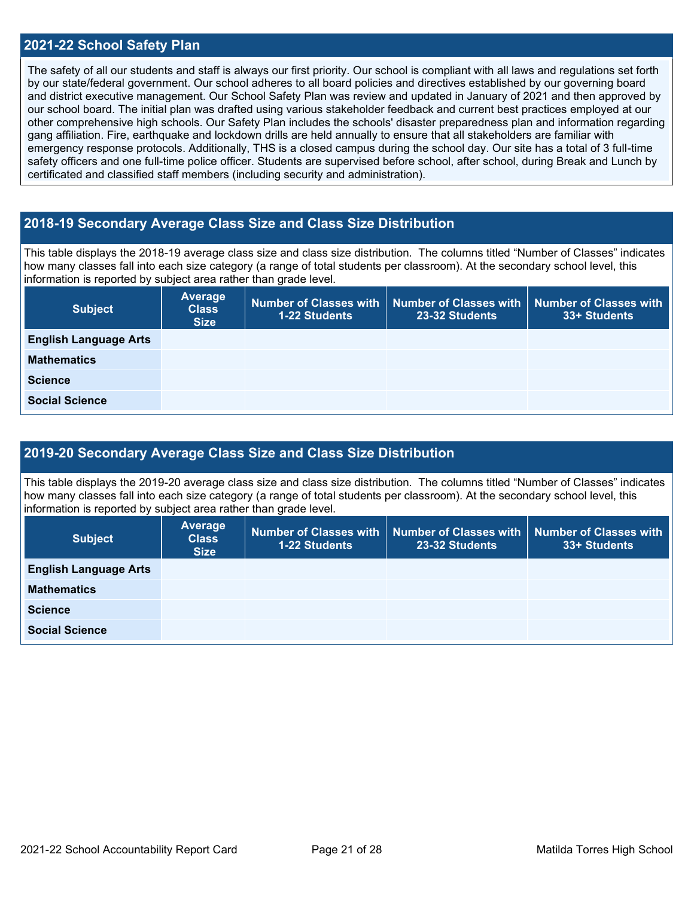## 2021-22 School Safety Plan

The safety of all our students and staff is always our first priority. Our school is compliant with all laws and regulations set forth by our state/federal government. Our school adheres to all board policies and directives established by our governing board and district executive management. Our School Safety Plan was review and updated in January of 2021 and then approved by our school board. The initial plan was drafted using various stakeholder feedback and current best practices employed at our other comprehensive high schools. Our Safety Plan includes the schools' disaster preparedness plan and information regarding gang affiliation. Fire, earthquake and lockdown drills are held annually to ensure that all stakeholders are familiar with emergency response protocols. Additionally, THS is a closed campus during the school day. Our site has a total of 3 full-time safety officers and one full-time police officer. Students are supervised before school, after school, during Break and Lunch by certificated and classified staff members (including security and administration).

## 2018-19 Secondary Average Class Size and Class Size Distribution

This table displays the 2018-19 average class size and class size distribution. The columns titled "Number of Classes" indicates how many classes fall into each size category (a range of total students per classroom). At the secondary school level, this information is reported by subject area rather than grade level.

| Subject | Average Class Size | Number of Classes with 1-22 Students | Number of Classes with 23-32 Students | Number of Classes with 33+ Students |
|---|---|---|---|---|
| English Language Arts | | | | |
| Mathematics | | | | |
| Science | | | | |
| Social Science | | | | |

## 2019-20 Secondary Average Class Size and Class Size Distribution

This table displays the 2019-20 average class size and class size distribution. The columns titled "Number of Classes" indicates how many classes fall into each size category (a range of total students per classroom). At the secondary school level, this information is reported by subject area rather than grade level.

| Subject | Average Class Size | Number of Classes with 1-22 Students | Number of Classes with 23-32 Students | Number of Classes with 33+ Students |
|---|---|---|---|---|
| English Language Arts | | | | |
| Mathematics | | | | |
| Science | | | | |
| Social Science | | | | |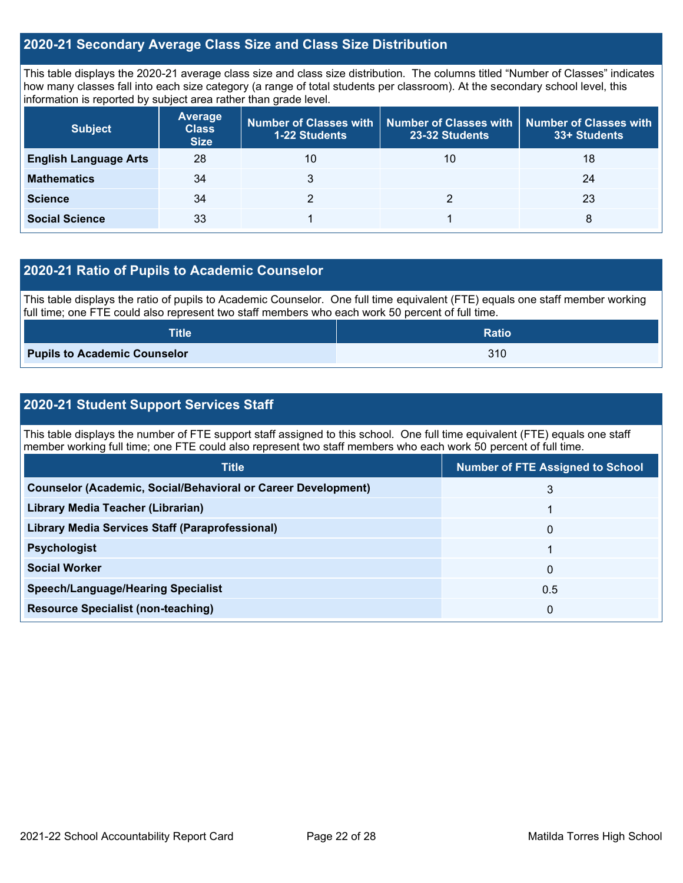## 2020-21 Secondary Average Class Size and Class Size Distribution

This table displays the 2020-21 average class size and class size distribution. The columns titled "Number of Classes" indicates how many classes fall into each size category (a range of total students per classroom). At the secondary school level, this information is reported by subject area rather than grade level.

| Subject | Average Class Size | Number of Classes with 1-22 Students | Number of Classes with 23-32 Students | Number of Classes with 33+ Students |
|---|---|---|---|---|
| **English Language Arts** | 28 | 10 | 10 | 18 |
| **Mathematics** | 34 | 3 | | 24 |
| **Science** | 34 | 2 | 2 | 23 |
| **Social Science** | 33 | 1 | 1 | 8 |

## 2020-21 Ratio of Pupils to Academic Counselor

This table displays the ratio of pupils to Academic Counselor. One full time equivalent (FTE) equals one staff member working full time; one FTE could also represent two staff members who each work 50 percent of full time.

| Title | Ratio |
|---|---|
| **Pupils to Academic Counselor** | 310 |

## 2020-21 Student Support Services Staff

This table displays the number of FTE support staff assigned to this school. One full time equivalent (FTE) equals one staff member working full time; one FTE could also represent two staff members who each work 50 percent of full time.

| Title | Number of FTE Assigned to School |
|---|---|
| **Counselor (Academic, Social/Behavioral or Career Development)** | 3 |
| **Library Media Teacher (Librarian)** | 1 |
| **Library Media Services Staff (Paraprofessional)** | 0 |
| **Psychologist** | 1 |
| **Social Worker** | 0 |
| **Speech/Language/Hearing Specialist** | 0.5 |
| **Resource Specialist (non-teaching)** | 0 |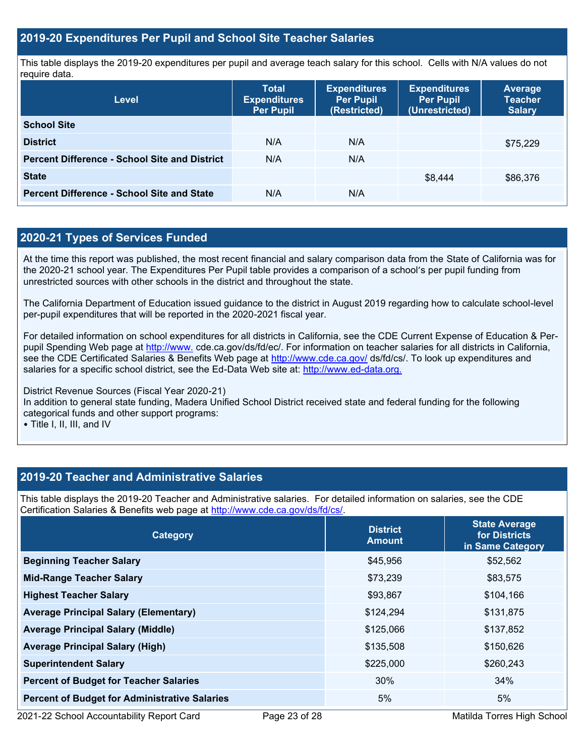## 2019-20 Expenditures Per Pupil and School Site Teacher Salaries

This table displays the 2019-20 expenditures per pupil and average teach salary for this school. Cells with N/A values do not require data.

| Level | Total Expenditures Per Pupil | Expenditures Per Pupil (Restricted) | Expenditures Per Pupil (Unrestricted) | Average Teacher Salary |
|---|---|---|---|---|
| **School Site** | | | | |
| **District** | N/A | N/A | | $75,229 |
| **Percent Difference - School Site and District** | N/A | N/A | | |
| **State** | | | $8,444 | $86,376 |
| **Percent Difference - School Site and State** | N/A | N/A | | |

## 2020-21 Types of Services Funded

At the time this report was published, the most recent financial and salary comparison data from the State of California was for the 2020-21 school year. The Expenditures Per Pupil table provides a comparison of a school's per pupil funding from unrestricted sources with other schools in the district and throughout the state.

The California Department of Education issued guidance to the district in August 2019 regarding how to calculate school-level per-pupil expenditures that will be reported in the 2020-2021 fiscal year.

For detailed information on school expenditures for all districts in California, see the CDE Current Expense of Education & Per-pupil Spending Web page at http://www. cde.ca.gov/ds/fd/ec/. For information on teacher salaries for all districts in California, see the CDE Certificated Salaries & Benefits Web page at http://www.cde.ca.gov/ ds/fd/cs/. To look up expenditures and salaries for a specific school district, see the Ed-Data Web site at: http://www.ed-data.org.

District Revenue Sources (Fiscal Year 2020-21)
In addition to general state funding, Madera Unified School District received state and federal funding for the following categorical funds and other support programs:
• Title I, II, III, and IV

## 2019-20 Teacher and Administrative Salaries

This table displays the 2019-20 Teacher and Administrative salaries. For detailed information on salaries, see the CDE Certification Salaries & Benefits web page at http://www.cde.ca.gov/ds/fd/cs/.

| Category | District Amount | State Average for Districts in Same Category |
|---|---|---|
| **Beginning Teacher Salary** | $45,956 | $52,562 |
| **Mid-Range Teacher Salary** | $73,239 | $83,575 |
| **Highest Teacher Salary** | $93,867 | $104,166 |
| **Average Principal Salary (Elementary)** | $124,294 | $131,875 |
| **Average Principal Salary (Middle)** | $125,066 | $137,852 |
| **Average Principal Salary (High)** | $135,508 | $150,626 |
| **Superintendent Salary** | $225,000 | $260,243 |
| **Percent of Budget for Teacher Salaries** | 30% | 34% |
| **Percent of Budget for Administrative Salaries** | 5% | 5% |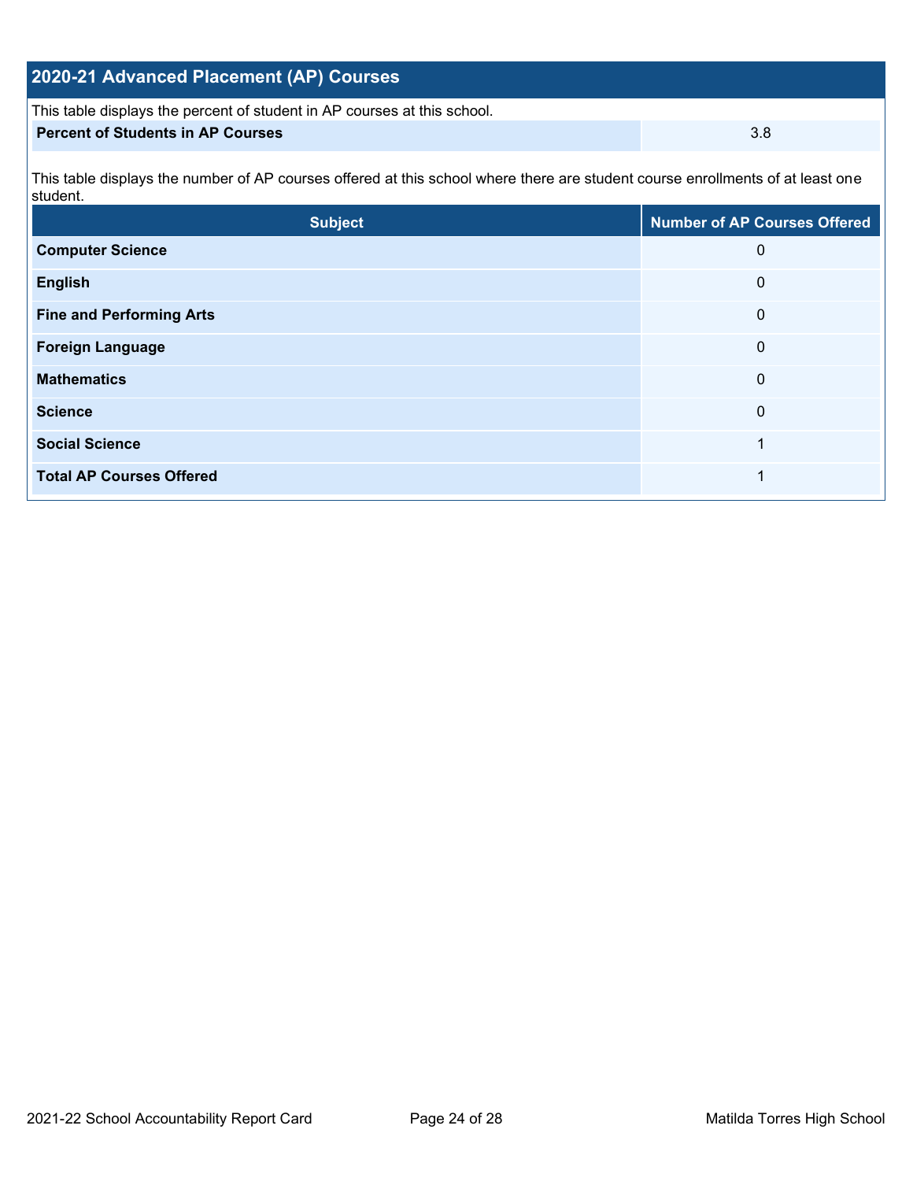## 2020-21 Advanced Placement (AP) Courses

This table displays the percent of student in AP courses at this school.

| Percent of Students in AP Courses | 3.8 |
|---|---|

This table displays the number of AP courses offered at this school where there are student course enrollments of at least one student.

| Subject | Number of AP Courses Offered |
|---|---|
| **Computer Science** | 0 |
| **English** | 0 |
| **Fine and Performing Arts** | 0 |
| **Foreign Language** | 0 |
| **Mathematics** | 0 |
| **Science** | 0 |
| **Social Science** | 1 |
| **Total AP Courses Offered** | 1 |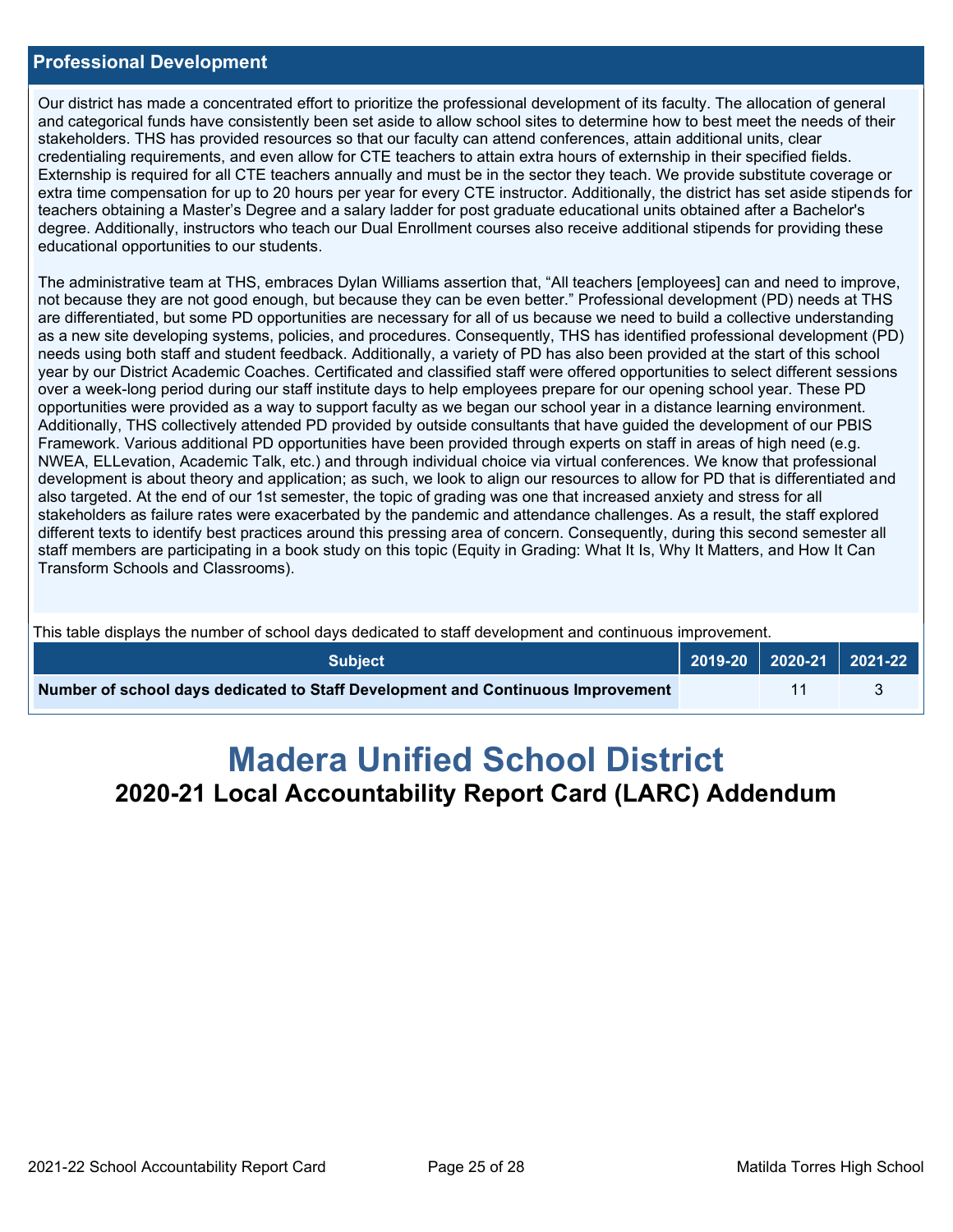## Professional Development

Our district has made a concentrated effort to prioritize the professional development of its faculty. The allocation of general and categorical funds have consistently been set aside to allow school sites to determine how to best meet the needs of their stakeholders. THS has provided resources so that our faculty can attend conferences, attain additional units, clear credentialing requirements, and even allow for CTE teachers to attain extra hours of externship in their specified fields. Externship is required for all CTE teachers annually and must be in the sector they teach. We provide substitute coverage or extra time compensation for up to 20 hours per year for every CTE instructor. Additionally, the district has set aside stipends for teachers obtaining a Master's Degree and a salary ladder for post graduate educational units obtained after a Bachelor's degree. Additionally, instructors who teach our Dual Enrollment courses also receive additional stipends for providing these educational opportunities to our students.

The administrative team at THS, embraces Dylan Williams assertion that, "All teachers [employees] can and need to improve, not because they are not good enough, but because they can be even better." Professional development (PD) needs at THS are differentiated, but some PD opportunities are necessary for all of us because we need to build a collective understanding as a new site developing systems, policies, and procedures. Consequently, THS has identified professional development (PD) needs using both staff and student feedback. Additionally, a variety of PD has also been provided at the start of this school year by our District Academic Coaches. Certificated and classified staff were offered opportunities to select different sessions over a week-long period during our staff institute days to help employees prepare for our opening school year. These PD opportunities were provided as a way to support faculty as we began our school year in a distance learning environment. Additionally, THS collectively attended PD provided by outside consultants that have guided the development of our PBIS Framework. Various additional PD opportunities have been provided through experts on staff in areas of high need (e.g. NWEA, ELLevation, Academic Talk, etc.) and through individual choice via virtual conferences. We know that professional development is about theory and application; as such, we look to align our resources to allow for PD that is differentiated and also targeted. At the end of our 1st semester, the topic of grading was one that increased anxiety and stress for all stakeholders as failure rates were exacerbated by the pandemic and attendance challenges. As a result, the staff explored different texts to identify best practices around this pressing area of concern. Consequently, during this second semester all staff members are participating in a book study on this topic (Equity in Grading: What It Is, Why It Matters, and How It Can Transform Schools and Classrooms).

This table displays the number of school days dedicated to staff development and continuous improvement.

| Subject | 2019-20 | 2020-21 | 2021-22 |
|---|---|---|---|
| Number of school days dedicated to Staff Development and Continuous Improvement | | 11 | 3 |

# Madera Unified School District

## 2020-21 Local Accountability Report Card (LARC) Addendum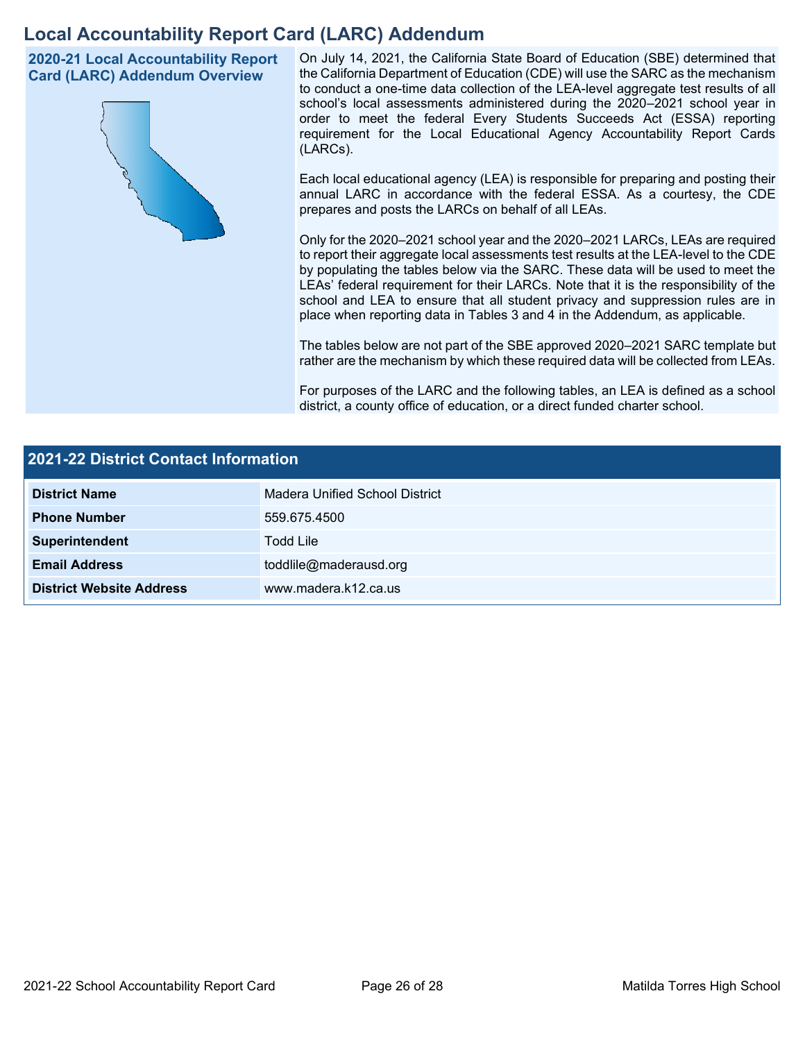# Local Accountability Report Card (LARC) Addendum

## 2020-21 Local Accountability Report Card (LARC) Addendum Overview

On July 14, 2021, the California State Board of Education (SBE) determined that the California Department of Education (CDE) will use the SARC as the mechanism to conduct a one-time data collection of the LEA-level aggregate test results of all school's local assessments administered during the 2020–2021 school year in order to meet the federal Every Students Succeeds Act (ESSA) reporting requirement for the Local Educational Agency Accountability Report Cards (LARCs).

Each local educational agency (LEA) is responsible for preparing and posting their annual LARC in accordance with the federal ESSA. As a courtesy, the CDE prepares and posts the LARCs on behalf of all LEAs.

Only for the 2020–2021 school year and the 2020–2021 LARCs, LEAs are required to report their aggregate local assessments test results at the LEA-level to the CDE by populating the tables below via the SARC. These data will be used to meet the LEAs' federal requirement for their LARCs. Note that it is the responsibility of the school and LEA to ensure that all student privacy and suppression rules are in place when reporting data in Tables 3 and 4 in the Addendum, as applicable.

The tables below are not part of the SBE approved 2020–2021 SARC template but rather are the mechanism by which these required data will be collected from LEAs.

For purposes of the LARC and the following tables, an LEA is defined as a school district, a county office of education, or a direct funded charter school.

## 2021-22 District Contact Information

| | |
|---|---|
| **District Name** | Madera Unified School District |
| **Phone Number** | 559.675.4500 |
| **Superintendent** | Todd Lile |
| **Email Address** | toddlile@maderausd.org |
| **District Website Address** | www.madera.k12.ca.us |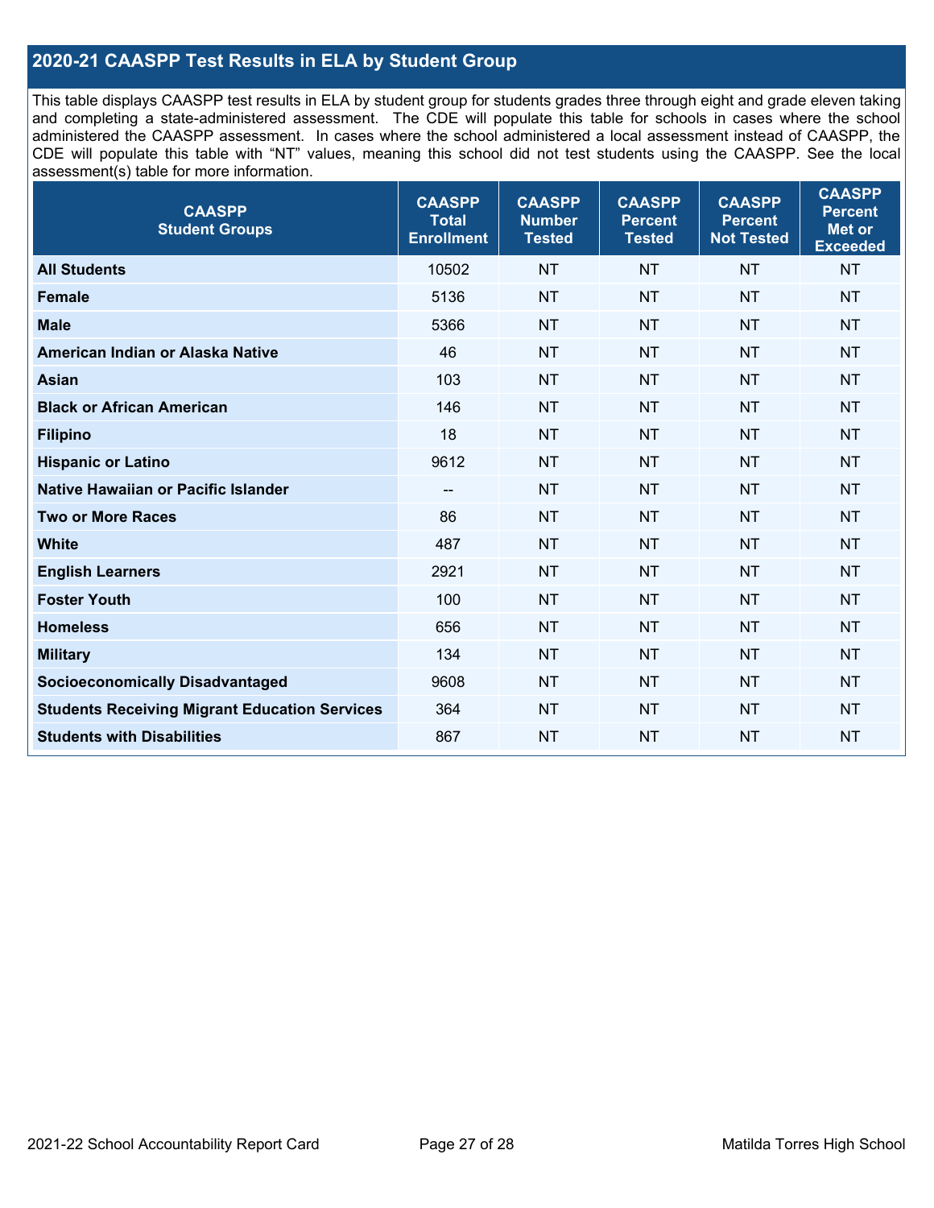## 2020-21 CAASPP Test Results in ELA by Student Group

This table displays CAASPP test results in ELA by student group for students grades three through eight and grade eleven taking and completing a state-administered assessment. The CDE will populate this table for schools in cases where the school administered the CAASPP assessment. In cases where the school administered a local assessment instead of CAASPP, the CDE will populate this table with "NT" values, meaning this school did not test students using the CAASPP. See the local assessment(s) table for more information.

| CAASPP Student Groups | CAASPP Total Enrollment | CAASPP Number Tested | CAASPP Percent Tested | CAASPP Percent Not Tested | CAASPP Percent Met or Exceeded |
|---|---|---|---|---|---|
| **All Students** | 10502 | NT | NT | NT | NT |
| **Female** | 5136 | NT | NT | NT | NT |
| **Male** | 5366 | NT | NT | NT | NT |
| **American Indian or Alaska Native** | 46 | NT | NT | NT | NT |
| **Asian** | 103 | NT | NT | NT | NT |
| **Black or African American** | 146 | NT | NT | NT | NT |
| **Filipino** | 18 | NT | NT | NT | NT |
| **Hispanic or Latino** | 9612 | NT | NT | NT | NT |
| **Native Hawaiian or Pacific Islander** | -- | NT | NT | NT | NT |
| **Two or More Races** | 86 | NT | NT | NT | NT |
| **White** | 487 | NT | NT | NT | NT |
| **English Learners** | 2921 | NT | NT | NT | NT |
| **Foster Youth** | 100 | NT | NT | NT | NT |
| **Homeless** | 656 | NT | NT | NT | NT |
| **Military** | 134 | NT | NT | NT | NT |
| **Socioeconomically Disadvantaged** | 9608 | NT | NT | NT | NT |
| **Students Receiving Migrant Education Services** | 364 | NT | NT | NT | NT |
| **Students with Disabilities** | 867 | NT | NT | NT | NT |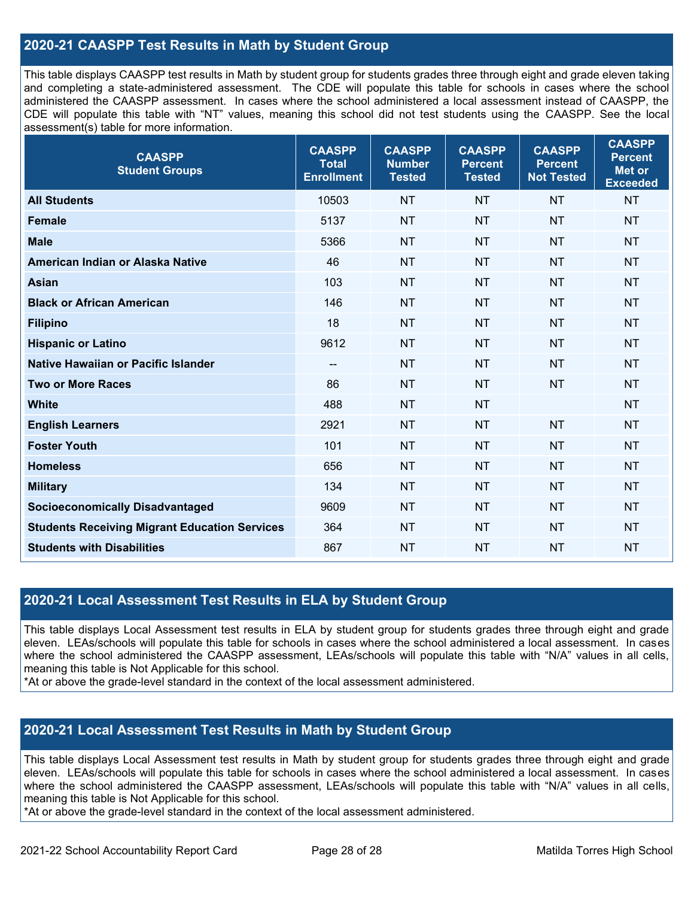## 2020-21 CAASPP Test Results in Math by Student Group

This table displays CAASPP test results in Math by student group for students grades three through eight and grade eleven taking and completing a state-administered assessment. The CDE will populate this table for schools in cases where the school administered the CAASPP assessment. In cases where the school administered a local assessment instead of CAASPP, the CDE will populate this table with "NT" values, meaning this school did not test students using the CAASPP. See the local assessment(s) table for more information.

| CAASPP Student Groups | CAASPP Total Enrollment | CAASPP Number Tested | CAASPP Percent Tested | CAASPP Percent Not Tested | CAASPP Percent Met or Exceeded |
|---|---|---|---|---|---|
| **All Students** | 10503 | NT | NT | NT | NT |
| **Female** | 5137 | NT | NT | NT | NT |
| **Male** | 5366 | NT | NT | NT | NT |
| **American Indian or Alaska Native** | 46 | NT | NT | NT | NT |
| **Asian** | 103 | NT | NT | NT | NT |
| **Black or African American** | 146 | NT | NT | NT | NT |
| **Filipino** | 18 | NT | NT | NT | NT |
| **Hispanic or Latino** | 9612 | NT | NT | NT | NT |
| **Native Hawaiian or Pacific Islander** | -- | NT | NT | NT | NT |
| **Two or More Races** | 86 | NT | NT | NT | NT |
| **White** | 488 | NT | NT | | NT |
| **English Learners** | 2921 | NT | NT | NT | NT |
| **Foster Youth** | 101 | NT | NT | NT | NT |
| **Homeless** | 656 | NT | NT | NT | NT |
| **Military** | 134 | NT | NT | NT | NT |
| **Socioeconomically Disadvantaged** | 9609 | NT | NT | NT | NT |
| **Students Receiving Migrant Education Services** | 364 | NT | NT | NT | NT |
| **Students with Disabilities** | 867 | NT | NT | NT | NT |

## 2020-21 Local Assessment Test Results in ELA by Student Group

This table displays Local Assessment test results in ELA by student group for students grades three through eight and grade eleven. LEAs/schools will populate this table for schools in cases where the school administered a local assessment. In cases where the school administered the CAASPP assessment, LEAs/schools will populate this table with "N/A" values in all cells, meaning this table is Not Applicable for this school.
*At or above the grade-level standard in the context of the local assessment administered.

## 2020-21 Local Assessment Test Results in Math by Student Group

This table displays Local Assessment test results in Math by student group for students grades three through eight and grade eleven. LEAs/schools will populate this table for schools in cases where the school administered a local assessment. In cases where the school administered the CAASPP assessment, LEAs/schools will populate this table with "N/A" values in all cells, meaning this table is Not Applicable for this school.
*At or above the grade-level standard in the context of the local assessment administered.